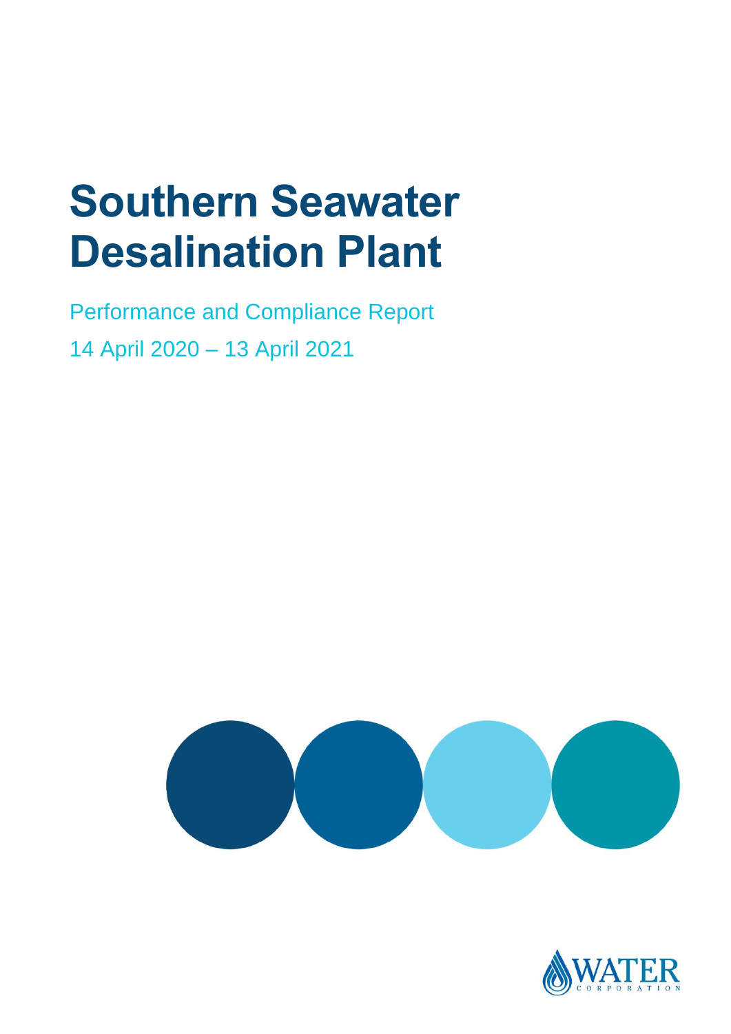# Southern Seawater Desalination Plant

Performance and Compliance Report

14 April 2020 – 13 April 2021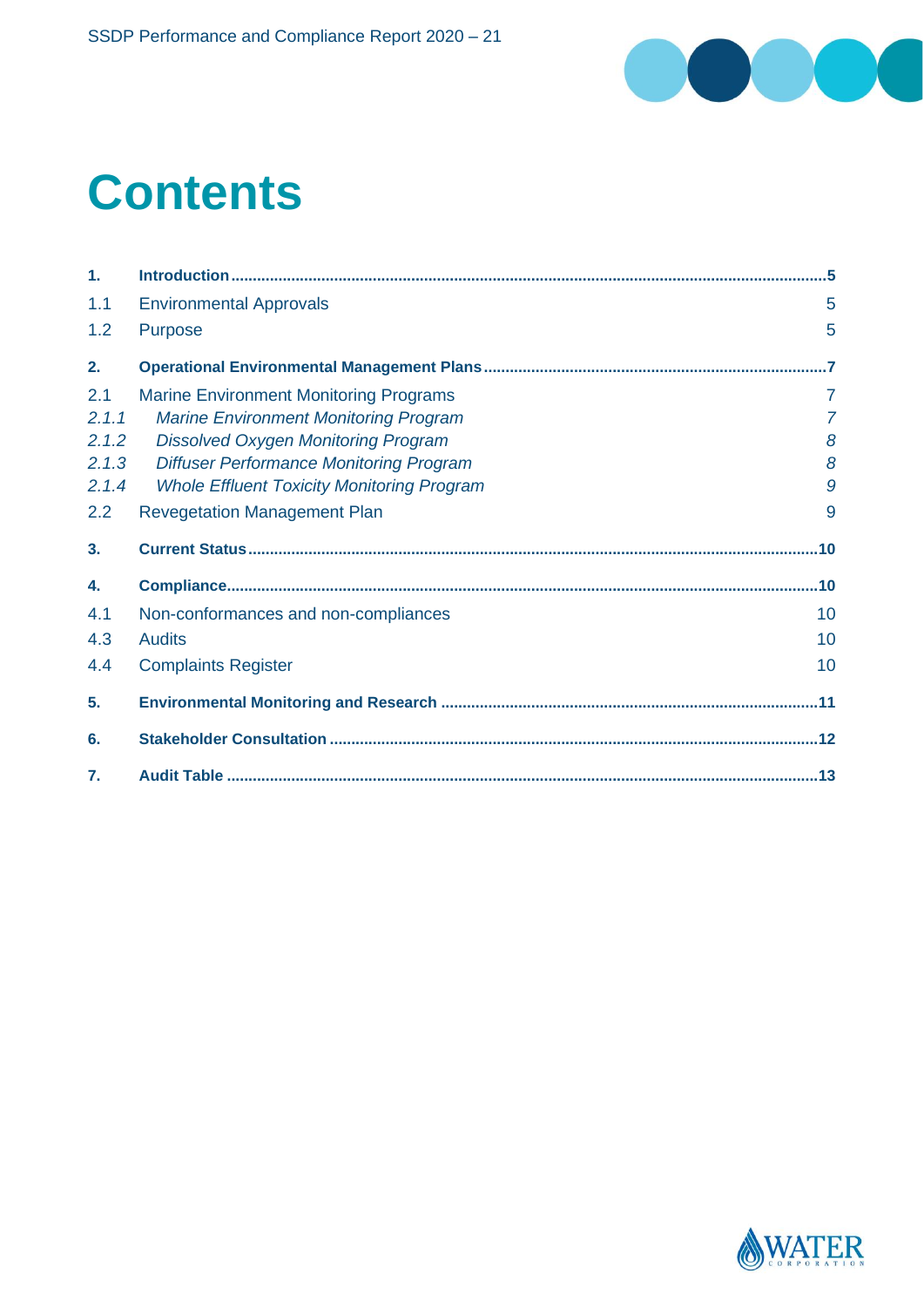# Contents

| | | |
|---|---|---|
| **1.** | **Introduction** | **5** |
| 1.1 | Environmental Approvals | 5 |
| 1.2 | Purpose | 5 |
| **2.** | **Operational Environmental Management Plans** | **7** |
| 2.1 | Marine Environment Monitoring Programs | 7 |
| *2.1.1* | *Marine Environment Monitoring Program* | *7* |
| *2.1.2* | *Dissolved Oxygen Monitoring Program* | *8* |
| *2.1.3* | *Diffuser Performance Monitoring Program* | *8* |
| *2.1.4* | *Whole Effluent Toxicity Monitoring Program* | *9* |
| 2.2 | Revegetation Management Plan | 9 |
| **3.** | **Current Status** | **10** |
| **4.** | **Compliance** | **10** |
| 4.1 | Non-conformances and non-compliances | 10 |
| 4.3 | Audits | 10 |
| 4.4 | Complaints Register | 10 |
| **5.** | **Environmental Monitoring and Research** | **11** |
| **6.** | **Stakeholder Consultation** | **12** |
| **7.** | **Audit Table** | **13** |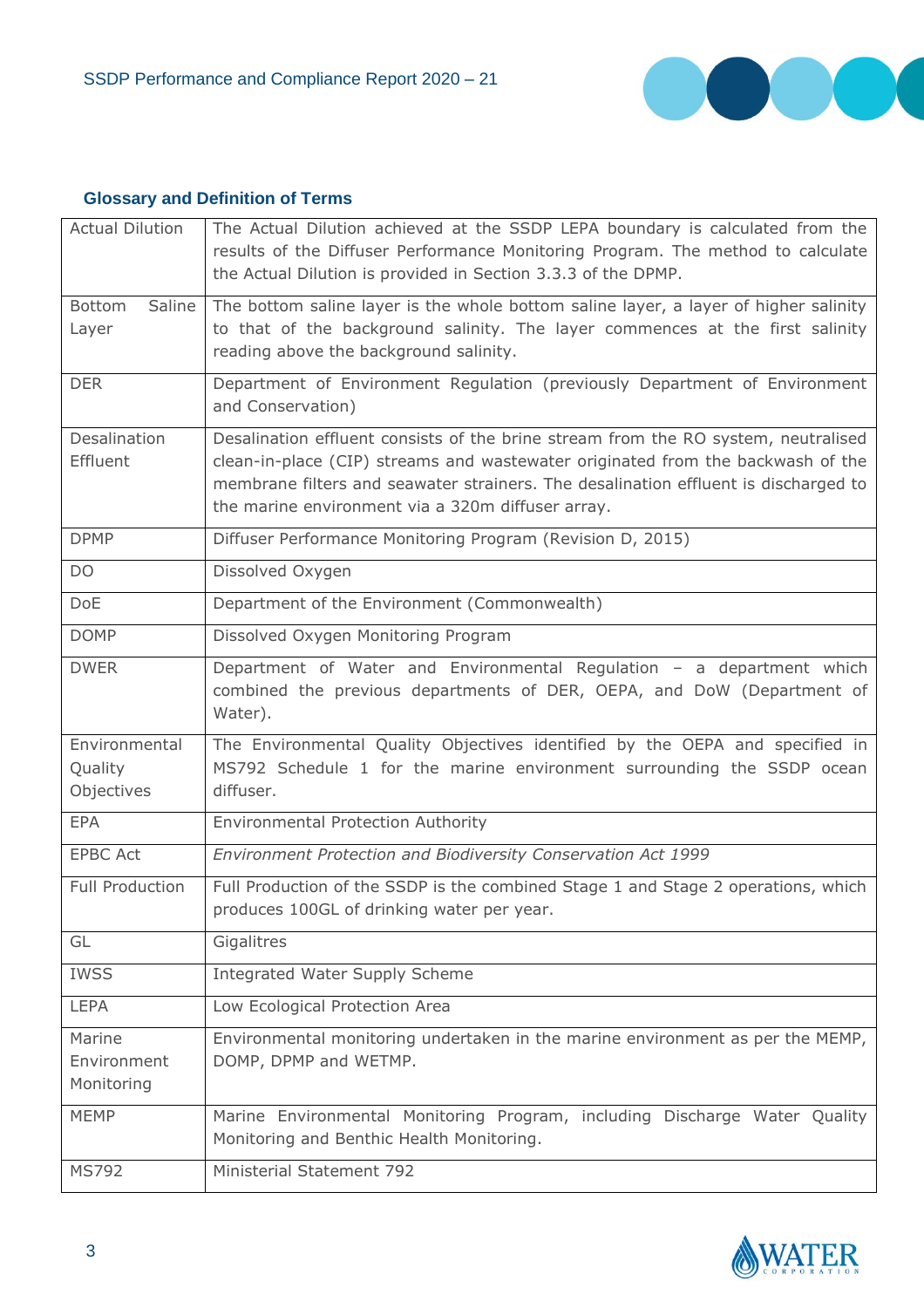## Glossary and Definition of Terms

| | |
|---|---|
| Actual Dilution | The Actual Dilution achieved at the SSDP LEPA boundary is calculated from the results of the Diffuser Performance Monitoring Program. The method to calculate the Actual Dilution is provided in Section 3.3.3 of the DPMP. |
| Bottom Saline Layer | The bottom saline layer is the whole bottom saline layer, a layer of higher salinity to that of the background salinity. The layer commences at the first salinity reading above the background salinity. |
| DER | Department of Environment Regulation (previously Department of Environment and Conservation) |
| Desalination Effluent | Desalination effluent consists of the brine stream from the RO system, neutralised clean-in-place (CIP) streams and wastewater originated from the backwash of the membrane filters and seawater strainers. The desalination effluent is discharged to the marine environment via a 320m diffuser array. |
| DPMP | Diffuser Performance Monitoring Program (Revision D, 2015) |
| DO | Dissolved Oxygen |
| DoE | Department of the Environment (Commonwealth) |
| DOMP | Dissolved Oxygen Monitoring Program |
| DWER | Department of Water and Environmental Regulation – a department which combined the previous departments of DER, OEPA, and DoW (Department of Water). |
| Environmental Quality Objectives | The Environmental Quality Objectives identified by the OEPA and specified in MS792 Schedule 1 for the marine environment surrounding the SSDP ocean diffuser. |
| EPA | Environmental Protection Authority |
| EPBC Act | *Environment Protection and Biodiversity Conservation Act 1999* |
| Full Production | Full Production of the SSDP is the combined Stage 1 and Stage 2 operations, which produces 100GL of drinking water per year. |
| GL | Gigalitres |
| IWSS | Integrated Water Supply Scheme |
| LEPA | Low Ecological Protection Area |
| Marine Environment Monitoring | Environmental monitoring undertaken in the marine environment as per the MEMP, DOMP, DPMP and WETMP. |
| MEMP | Marine Environmental Monitoring Program, including Discharge Water Quality Monitoring and Benthic Health Monitoring. |
| MS792 | Ministerial Statement 792 |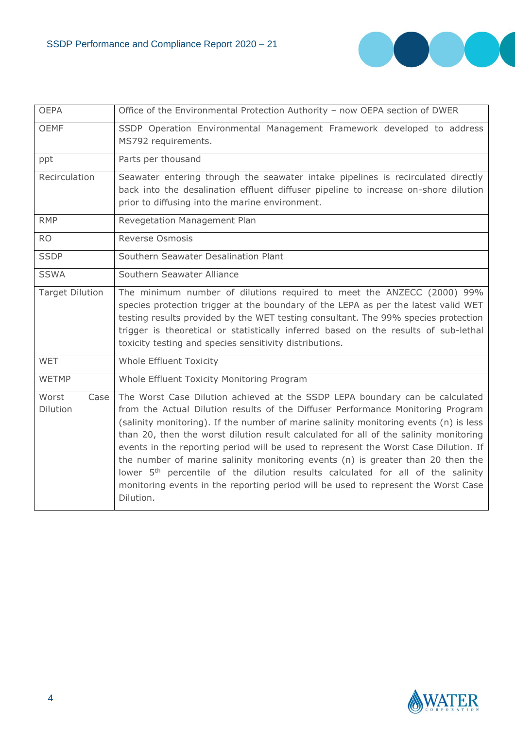| | |
|---|---|
| OEPA | Office of the Environmental Protection Authority – now OEPA section of DWER |
| OEMF | SSDP Operation Environmental Management Framework developed to address MS792 requirements. |
| ppt | Parts per thousand |
| Recirculation | Seawater entering through the seawater intake pipelines is recirculated directly back into the desalination effluent diffuser pipeline to increase on-shore dilution prior to diffusing into the marine environment. |
| RMP | Revegetation Management Plan |
| RO | Reverse Osmosis |
| SSDP | Southern Seawater Desalination Plant |
| SSWA | Southern Seawater Alliance |
| Target Dilution | The minimum number of dilutions required to meet the ANZECC (2000) 99% species protection trigger at the boundary of the LEPA as per the latest valid WET testing results provided by the WET testing consultant. The 99% species protection trigger is theoretical or statistically inferred based on the results of sub-lethal toxicity testing and species sensitivity distributions. |
| WET | Whole Effluent Toxicity |
| WETMP | Whole Effluent Toxicity Monitoring Program |
| Worst Case Dilution | The Worst Case Dilution achieved at the SSDP LEPA boundary can be calculated from the Actual Dilution results of the Diffuser Performance Monitoring Program (salinity monitoring). If the number of marine salinity monitoring events (n) is less than 20, then the worst dilution result calculated for all of the salinity monitoring events in the reporting period will be used to represent the Worst Case Dilution. If the number of marine salinity monitoring events (n) is greater than 20 then the lower 5th percentile of the dilution results calculated for all of the salinity monitoring events in the reporting period will be used to represent the Worst Case Dilution. |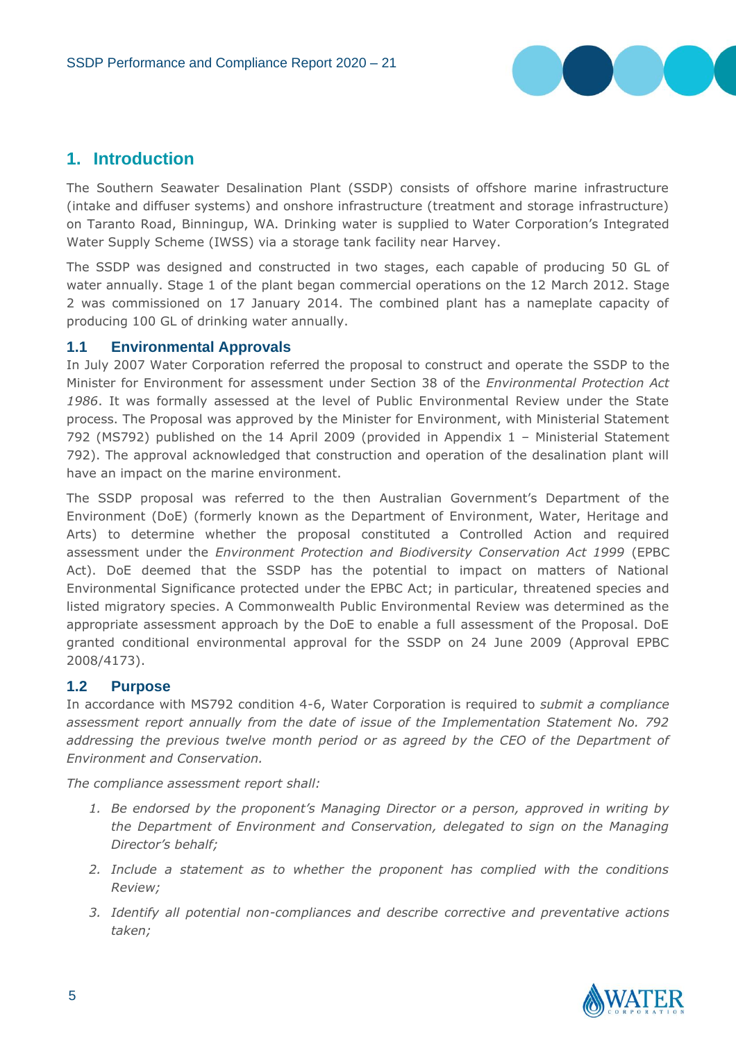# 1. Introduction

The Southern Seawater Desalination Plant (SSDP) consists of offshore marine infrastructure (intake and diffuser systems) and onshore infrastructure (treatment and storage infrastructure) on Taranto Road, Binningup, WA. Drinking water is supplied to Water Corporation's Integrated Water Supply Scheme (IWSS) via a storage tank facility near Harvey.

The SSDP was designed and constructed in two stages, each capable of producing 50 GL of water annually. Stage 1 of the plant began commercial operations on the 12 March 2012. Stage 2 was commissioned on 17 January 2014. The combined plant has a nameplate capacity of producing 100 GL of drinking water annually.

## 1.1 Environmental Approvals

In July 2007 Water Corporation referred the proposal to construct and operate the SSDP to the Minister for Environment for assessment under Section 38 of the *Environmental Protection Act 1986*. It was formally assessed at the level of Public Environmental Review under the State process. The Proposal was approved by the Minister for Environment, with Ministerial Statement 792 (MS792) published on the 14 April 2009 (provided in Appendix 1 – Ministerial Statement 792). The approval acknowledged that construction and operation of the desalination plant will have an impact on the marine environment.

The SSDP proposal was referred to the then Australian Government's Department of the Environment (DoE) (formerly known as the Department of Environment, Water, Heritage and Arts) to determine whether the proposal constituted a Controlled Action and required assessment under the *Environment Protection and Biodiversity Conservation Act 1999* (EPBC Act). DoE deemed that the SSDP has the potential to impact on matters of National Environmental Significance protected under the EPBC Act; in particular, threatened species and listed migratory species. A Commonwealth Public Environmental Review was determined as the appropriate assessment approach by the DoE to enable a full assessment of the Proposal. DoE granted conditional environmental approval for the SSDP on 24 June 2009 (Approval EPBC 2008/4173).

## 1.2 Purpose

In accordance with MS792 condition 4-6, Water Corporation is required to *submit a compliance assessment report annually from the date of issue of the Implementation Statement No. 792 addressing the previous twelve month period or as agreed by the CEO of the Department of Environment and Conservation.*

*The compliance assessment report shall:*

1. *Be endorsed by the proponent's Managing Director or a person, approved in writing by the Department of Environment and Conservation, delegated to sign on the Managing Director's behalf;*
2. *Include a statement as to whether the proponent has complied with the conditions Review;*
3. *Identify all potential non-compliances and describe corrective and preventative actions taken;*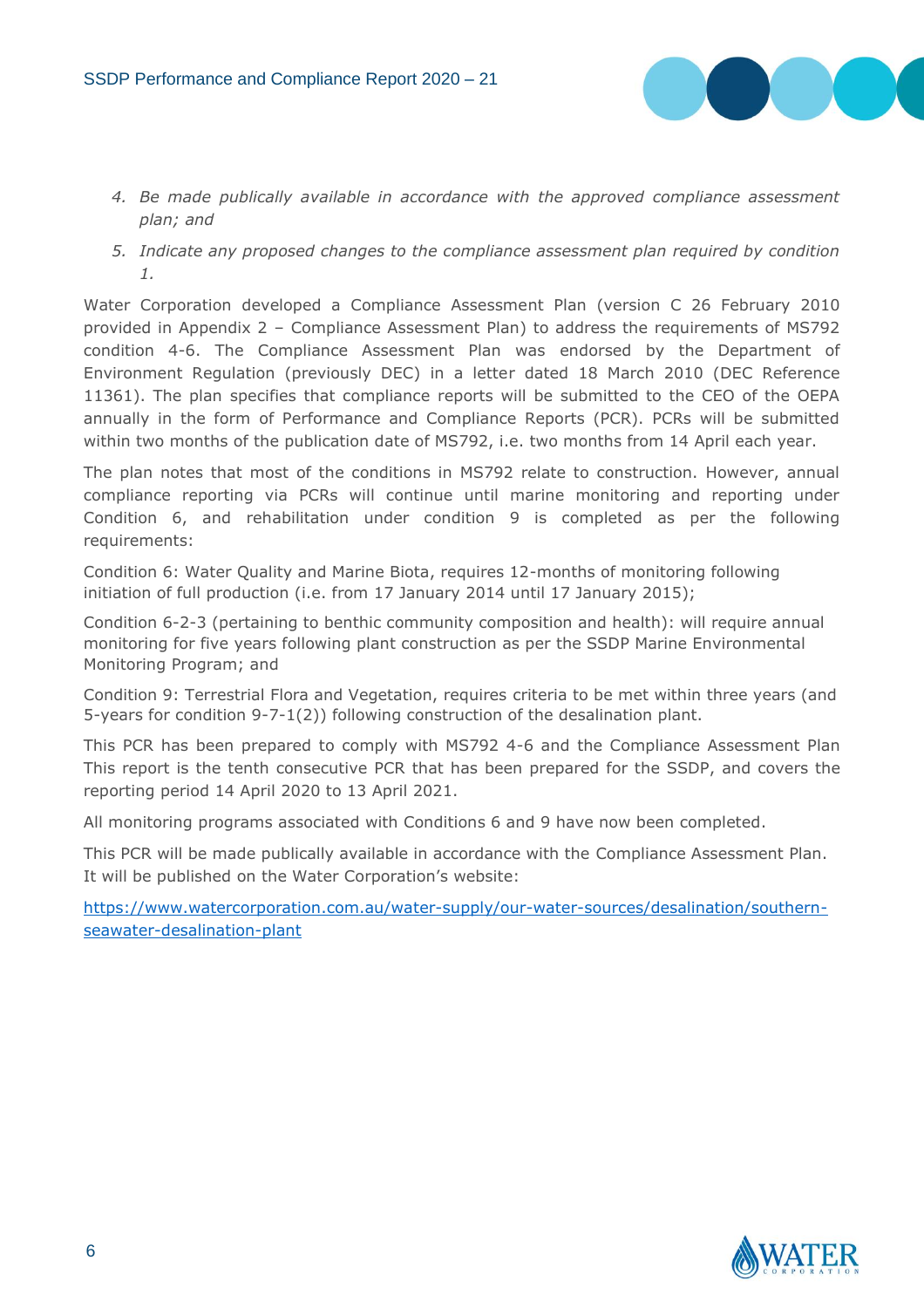4. *Be made publically available in accordance with the approved compliance assessment plan; and*
5. *Indicate any proposed changes to the compliance assessment plan required by condition 1.*

Water Corporation developed a Compliance Assessment Plan (version C 26 February 2010 provided in Appendix 2 – Compliance Assessment Plan) to address the requirements of MS792 condition 4-6. The Compliance Assessment Plan was endorsed by the Department of Environment Regulation (previously DEC) in a letter dated 18 March 2010 (DEC Reference 11361). The plan specifies that compliance reports will be submitted to the CEO of the OEPA annually in the form of Performance and Compliance Reports (PCR). PCRs will be submitted within two months of the publication date of MS792, i.e. two months from 14 April each year.

The plan notes that most of the conditions in MS792 relate to construction. However, annual compliance reporting via PCRs will continue until marine monitoring and reporting under Condition 6, and rehabilitation under condition 9 is completed as per the following requirements:

Condition 6: Water Quality and Marine Biota, requires 12-months of monitoring following initiation of full production (i.e. from 17 January 2014 until 17 January 2015);

Condition 6-2-3 (pertaining to benthic community composition and health): will require annual monitoring for five years following plant construction as per the SSDP Marine Environmental Monitoring Program; and

Condition 9: Terrestrial Flora and Vegetation, requires criteria to be met within three years (and 5-years for condition 9-7-1(2)) following construction of the desalination plant.

This PCR has been prepared to comply with MS792 4-6 and the Compliance Assessment Plan This report is the tenth consecutive PCR that has been prepared for the SSDP, and covers the reporting period 14 April 2020 to 13 April 2021.

All monitoring programs associated with Conditions 6 and 9 have now been completed.

This PCR will be made publically available in accordance with the Compliance Assessment Plan. It will be published on the Water Corporation's website:

https://www.watercorporation.com.au/water-supply/our-water-sources/desalination/southern-seawater-desalination-plant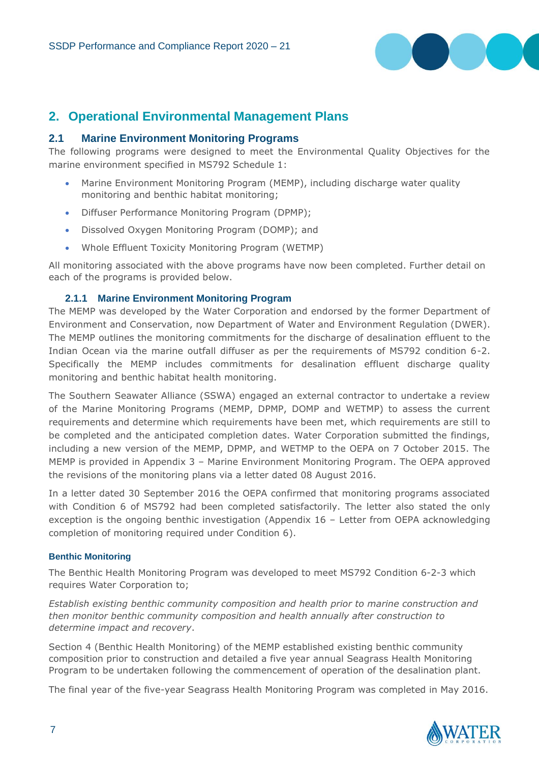## 2. Operational Environmental Management Plans

### 2.1 Marine Environment Monitoring Programs

The following programs were designed to meet the Environmental Quality Objectives for the marine environment specified in MS792 Schedule 1:

- Marine Environment Monitoring Program (MEMP), including discharge water quality monitoring and benthic habitat monitoring;
- Diffuser Performance Monitoring Program (DPMP);
- Dissolved Oxygen Monitoring Program (DOMP); and
- Whole Effluent Toxicity Monitoring Program (WETMP)

All monitoring associated with the above programs have now been completed. Further detail on each of the programs is provided below.

#### 2.1.1 Marine Environment Monitoring Program

The MEMP was developed by the Water Corporation and endorsed by the former Department of Environment and Conservation, now Department of Water and Environment Regulation (DWER). The MEMP outlines the monitoring commitments for the discharge of desalination effluent to the Indian Ocean via the marine outfall diffuser as per the requirements of MS792 condition 6-2. Specifically the MEMP includes commitments for desalination effluent discharge quality monitoring and benthic habitat health monitoring.

The Southern Seawater Alliance (SSWA) engaged an external contractor to undertake a review of the Marine Monitoring Programs (MEMP, DPMP, DOMP and WETMP) to assess the current requirements and determine which requirements have been met, which requirements are still to be completed and the anticipated completion dates. Water Corporation submitted the findings, including a new version of the MEMP, DPMP, and WETMP to the OEPA on 7 October 2015. The MEMP is provided in Appendix 3 – Marine Environment Monitoring Program. The OEPA approved the revisions of the monitoring plans via a letter dated 08 August 2016.

In a letter dated 30 September 2016 the OEPA confirmed that monitoring programs associated with Condition 6 of MS792 had been completed satisfactorily. The letter also stated the only exception is the ongoing benthic investigation (Appendix 16 – Letter from OEPA acknowledging completion of monitoring required under Condition 6).

**Benthic Monitoring**

The Benthic Health Monitoring Program was developed to meet MS792 Condition 6-2-3 which requires Water Corporation to;

*Establish existing benthic community composition and health prior to marine construction and then monitor benthic community composition and health annually after construction to determine impact and recovery*.

Section 4 (Benthic Health Monitoring) of the MEMP established existing benthic community composition prior to construction and detailed a five year annual Seagrass Health Monitoring Program to be undertaken following the commencement of operation of the desalination plant.

The final year of the five-year Seagrass Health Monitoring Program was completed in May 2016.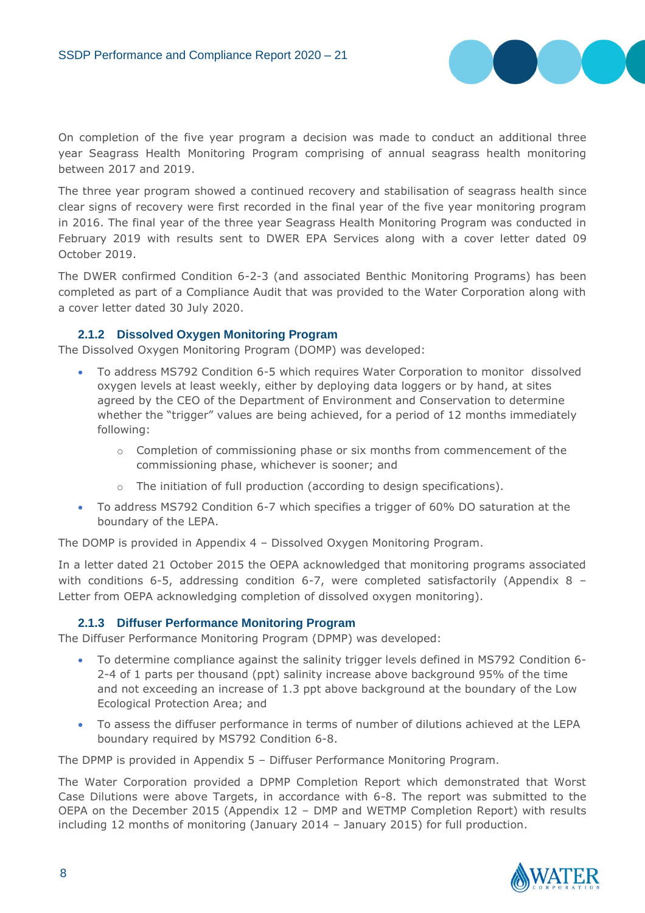On completion of the five year program a decision was made to conduct an additional three year Seagrass Health Monitoring Program comprising of annual seagrass health monitoring between 2017 and 2019.

The three year program showed a continued recovery and stabilisation of seagrass health since clear signs of recovery were first recorded in the final year of the five year monitoring program in 2016. The final year of the three year Seagrass Health Monitoring Program was conducted in February 2019 with results sent to DWER EPA Services along with a cover letter dated 09 October 2019.

The DWER confirmed Condition 6-2-3 (and associated Benthic Monitoring Programs) has been completed as part of a Compliance Audit that was provided to the Water Corporation along with a cover letter dated 30 July 2020.

### 2.1.2 Dissolved Oxygen Monitoring Program

The Dissolved Oxygen Monitoring Program (DOMP) was developed:

- To address MS792 Condition 6-5 which requires Water Corporation to monitor dissolved oxygen levels at least weekly, either by deploying data loggers or by hand, at sites agreed by the CEO of the Department of Environment and Conservation to determine whether the "trigger" values are being achieved, for a period of 12 months immediately following:
    - Completion of commissioning phase or six months from commencement of the commissioning phase, whichever is sooner; and
    - The initiation of full production (according to design specifications).
- To address MS792 Condition 6-7 which specifies a trigger of 60% DO saturation at the boundary of the LEPA.

The DOMP is provided in Appendix 4 – Dissolved Oxygen Monitoring Program.

In a letter dated 21 October 2015 the OEPA acknowledged that monitoring programs associated with conditions 6-5, addressing condition 6-7, were completed satisfactorily (Appendix 8 – Letter from OEPA acknowledging completion of dissolved oxygen monitoring).

### 2.1.3 Diffuser Performance Monitoring Program

The Diffuser Performance Monitoring Program (DPMP) was developed:

- To determine compliance against the salinity trigger levels defined in MS792 Condition 6-2-4 of 1 parts per thousand (ppt) salinity increase above background 95% of the time and not exceeding an increase of 1.3 ppt above background at the boundary of the Low Ecological Protection Area; and
- To assess the diffuser performance in terms of number of dilutions achieved at the LEPA boundary required by MS792 Condition 6-8.

The DPMP is provided in Appendix 5 – Diffuser Performance Monitoring Program.

The Water Corporation provided a DPMP Completion Report which demonstrated that Worst Case Dilutions were above Targets, in accordance with 6-8. The report was submitted to the OEPA on the December 2015 (Appendix 12 – DMP and WETMP Completion Report) with results including 12 months of monitoring (January 2014 – January 2015) for full production.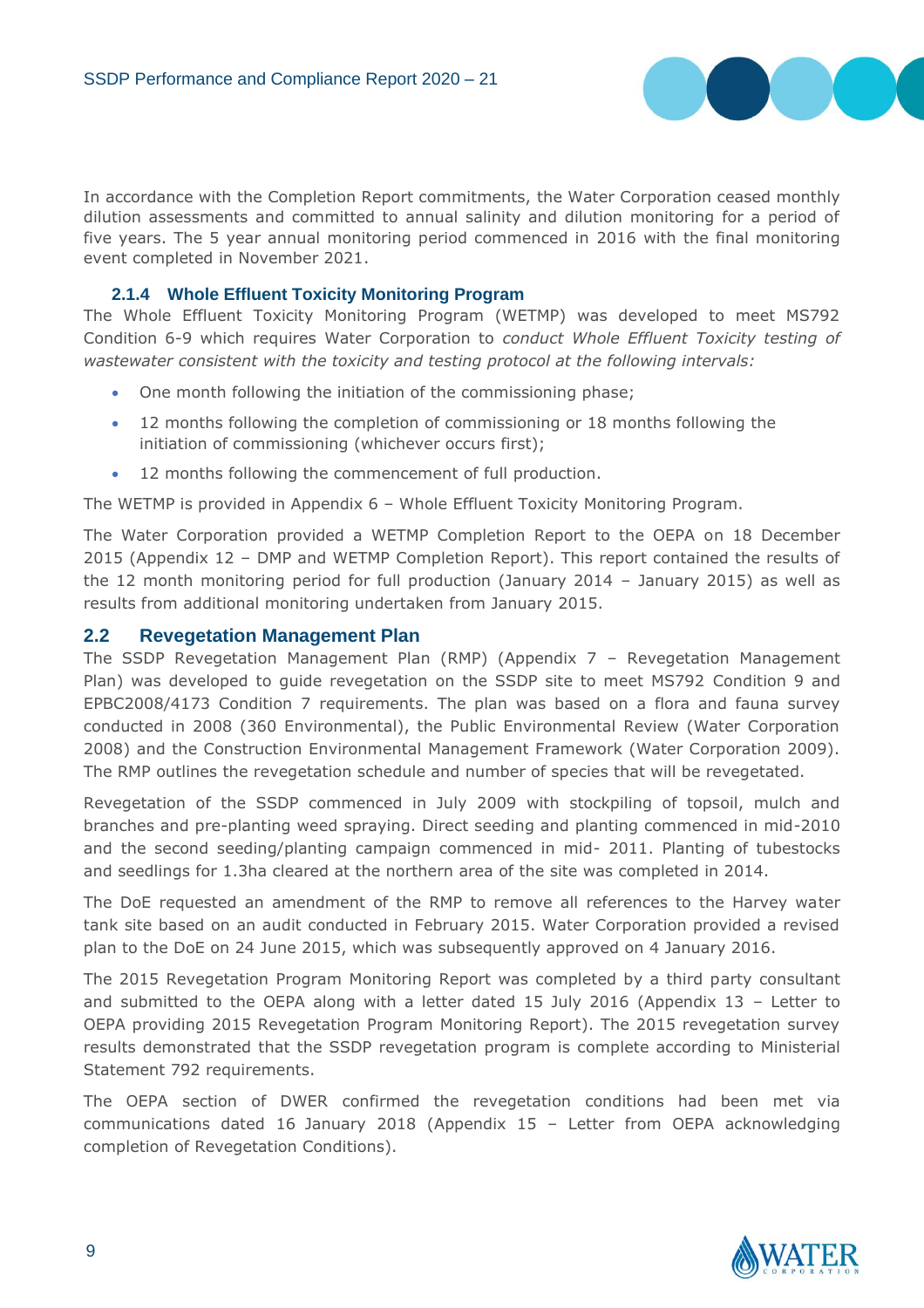In accordance with the Completion Report commitments, the Water Corporation ceased monthly dilution assessments and committed to annual salinity and dilution monitoring for a period of five years. The 5 year annual monitoring period commenced in 2016 with the final monitoring event completed in November 2021.

### 2.1.4 Whole Effluent Toxicity Monitoring Program

The Whole Effluent Toxicity Monitoring Program (WETMP) was developed to meet MS792 Condition 6-9 which requires Water Corporation to *conduct Whole Effluent Toxicity testing of wastewater consistent with the toxicity and testing protocol at the following intervals:*

- One month following the initiation of the commissioning phase;
- 12 months following the completion of commissioning or 18 months following the initiation of commissioning (whichever occurs first);
- 12 months following the commencement of full production.

The WETMP is provided in Appendix 6 – Whole Effluent Toxicity Monitoring Program.

The Water Corporation provided a WETMP Completion Report to the OEPA on 18 December 2015 (Appendix 12 – DMP and WETMP Completion Report). This report contained the results of the 12 month monitoring period for full production (January 2014 – January 2015) as well as results from additional monitoring undertaken from January 2015.

## 2.2 Revegetation Management Plan

The SSDP Revegetation Management Plan (RMP) (Appendix 7 – Revegetation Management Plan) was developed to guide revegetation on the SSDP site to meet MS792 Condition 9 and EPBC2008/4173 Condition 7 requirements. The plan was based on a flora and fauna survey conducted in 2008 (360 Environmental), the Public Environmental Review (Water Corporation 2008) and the Construction Environmental Management Framework (Water Corporation 2009). The RMP outlines the revegetation schedule and number of species that will be revegetated.

Revegetation of the SSDP commenced in July 2009 with stockpiling of topsoil, mulch and branches and pre-planting weed spraying. Direct seeding and planting commenced in mid-2010 and the second seeding/planting campaign commenced in mid- 2011. Planting of tubestocks and seedlings for 1.3ha cleared at the northern area of the site was completed in 2014.

The DoE requested an amendment of the RMP to remove all references to the Harvey water tank site based on an audit conducted in February 2015. Water Corporation provided a revised plan to the DoE on 24 June 2015, which was subsequently approved on 4 January 2016.

The 2015 Revegetation Program Monitoring Report was completed by a third party consultant and submitted to the OEPA along with a letter dated 15 July 2016 (Appendix 13 – Letter to OEPA providing 2015 Revegetation Program Monitoring Report). The 2015 revegetation survey results demonstrated that the SSDP revegetation program is complete according to Ministerial Statement 792 requirements.

The OEPA section of DWER confirmed the revegetation conditions had been met via communications dated 16 January 2018 (Appendix 15 – Letter from OEPA acknowledging completion of Revegetation Conditions).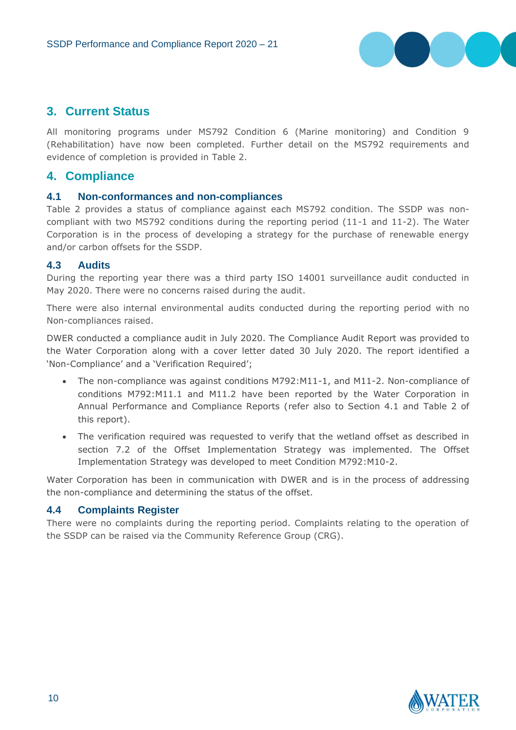## 3. Current Status

All monitoring programs under MS792 Condition 6 (Marine monitoring) and Condition 9 (Rehabilitation) have now been completed. Further detail on the MS792 requirements and evidence of completion is provided in Table 2.

## 4. Compliance

### 4.1 Non-conformances and non-compliances

Table 2 provides a status of compliance against each MS792 condition. The SSDP was non-compliant with two MS792 conditions during the reporting period (11-1 and 11-2). The Water Corporation is in the process of developing a strategy for the purchase of renewable energy and/or carbon offsets for the SSDP.

### 4.3 Audits

During the reporting year there was a third party ISO 14001 surveillance audit conducted in May 2020. There were no concerns raised during the audit.

There were also internal environmental audits conducted during the reporting period with no Non-compliances raised.

DWER conducted a compliance audit in July 2020. The Compliance Audit Report was provided to the Water Corporation along with a cover letter dated 30 July 2020. The report identified a 'Non-Compliance' and a 'Verification Required';

- The non-compliance was against conditions M792:M11-1, and M11-2. Non-compliance of conditions M792:M11.1 and M11.2 have been reported by the Water Corporation in Annual Performance and Compliance Reports (refer also to Section 4.1 and Table 2 of this report).
- The verification required was requested to verify that the wetland offset as described in section 7.2 of the Offset Implementation Strategy was implemented. The Offset Implementation Strategy was developed to meet Condition M792:M10-2.

Water Corporation has been in communication with DWER and is in the process of addressing the non-compliance and determining the status of the offset.

### 4.4 Complaints Register

There were no complaints during the reporting period. Complaints relating to the operation of the SSDP can be raised via the Community Reference Group (CRG).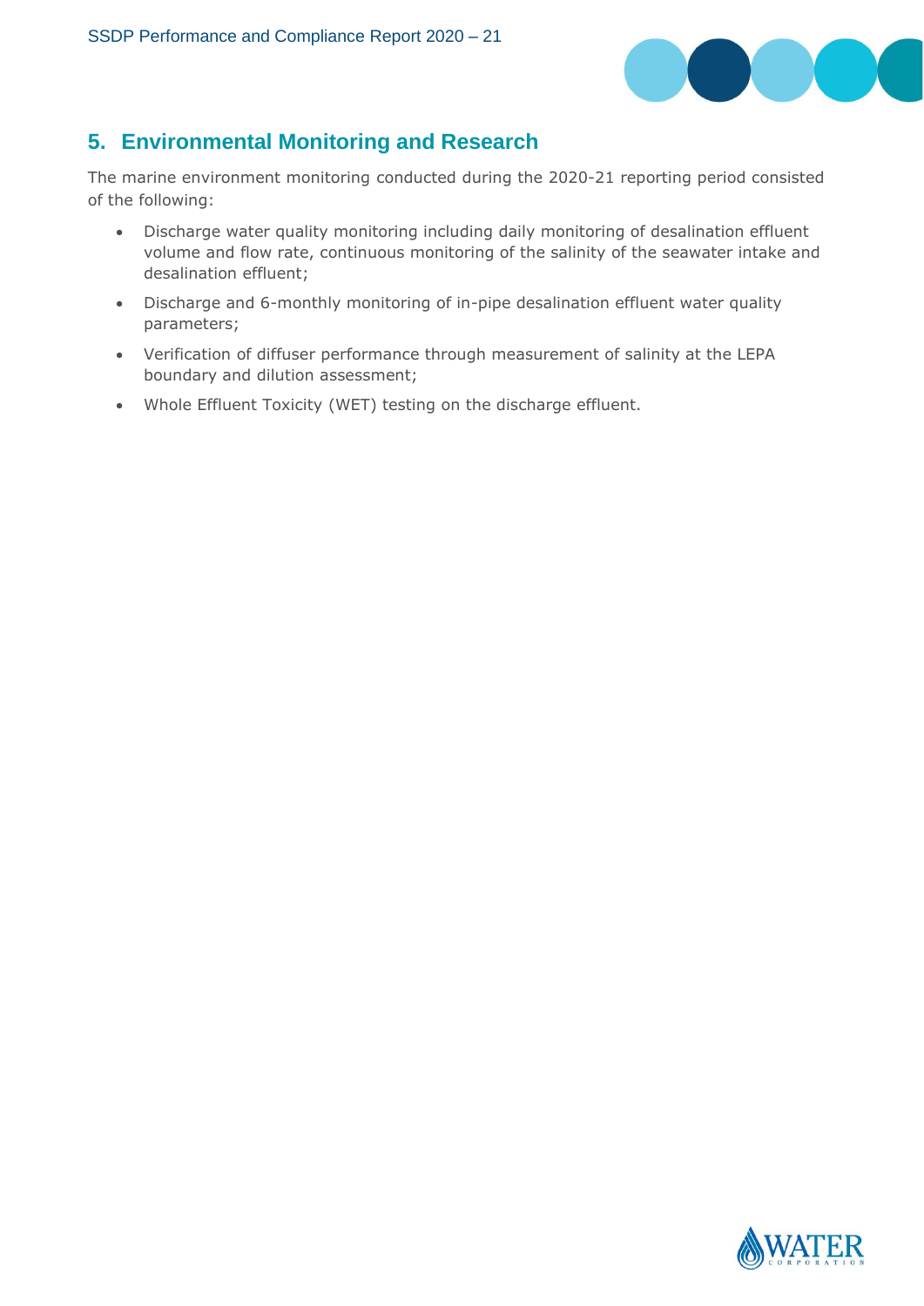## 5. Environmental Monitoring and Research

The marine environment monitoring conducted during the 2020-21 reporting period consisted of the following:

- Discharge water quality monitoring including daily monitoring of desalination effluent volume and flow rate, continuous monitoring of the salinity of the seawater intake and desalination effluent;
- Discharge and 6-monthly monitoring of in-pipe desalination effluent water quality parameters;
- Verification of diffuser performance through measurement of salinity at the LEPA boundary and dilution assessment;
- Whole Effluent Toxicity (WET) testing on the discharge effluent.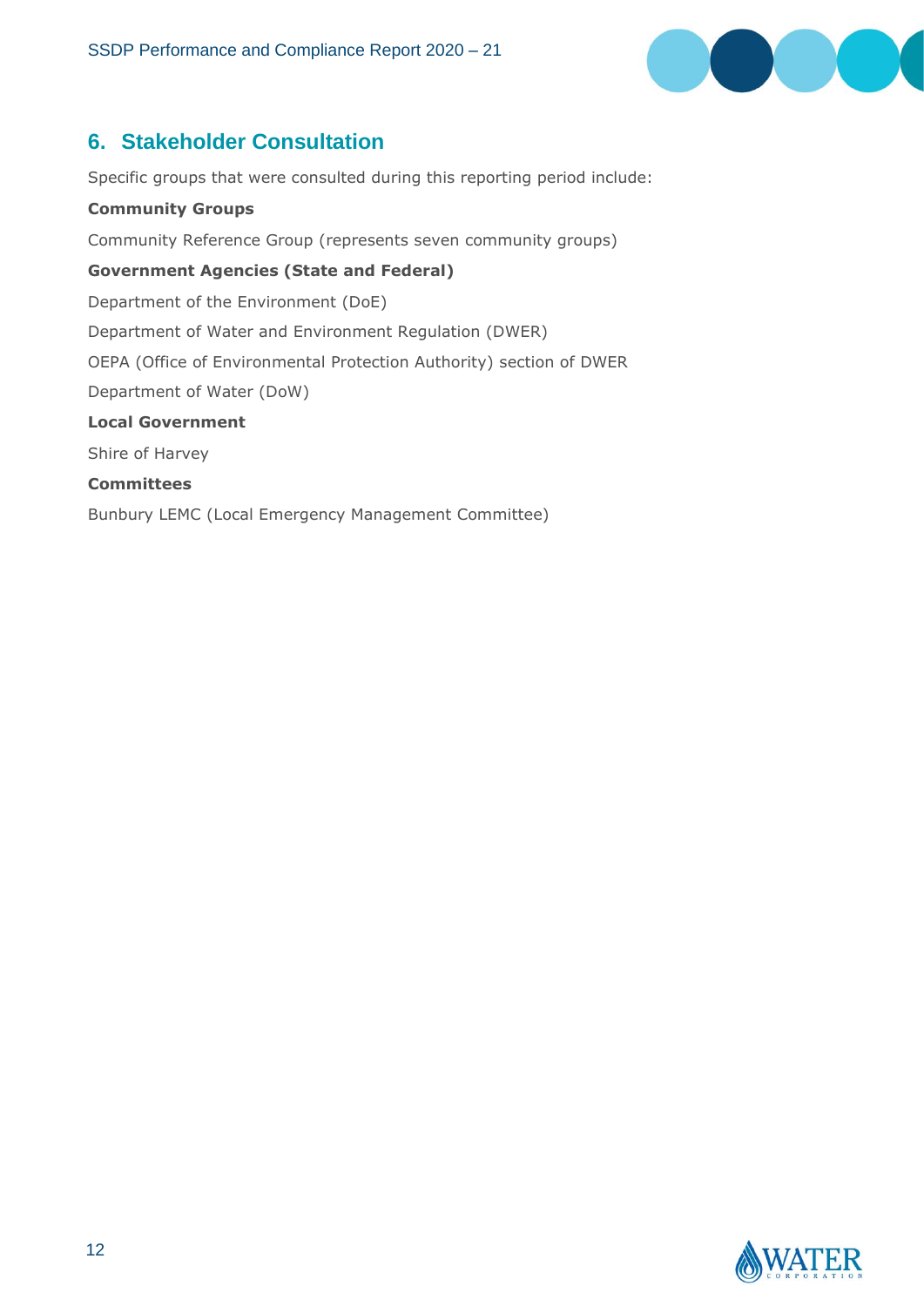## 6. Stakeholder Consultation

Specific groups that were consulted during this reporting period include:

**Community Groups**

Community Reference Group (represents seven community groups)

**Government Agencies (State and Federal)**

Department of the Environment (DoE)

Department of Water and Environment Regulation (DWER)

OEPA (Office of Environmental Protection Authority) section of DWER

Department of Water (DoW)

**Local Government**

Shire of Harvey

**Committees**

Bunbury LEMC (Local Emergency Management Committee)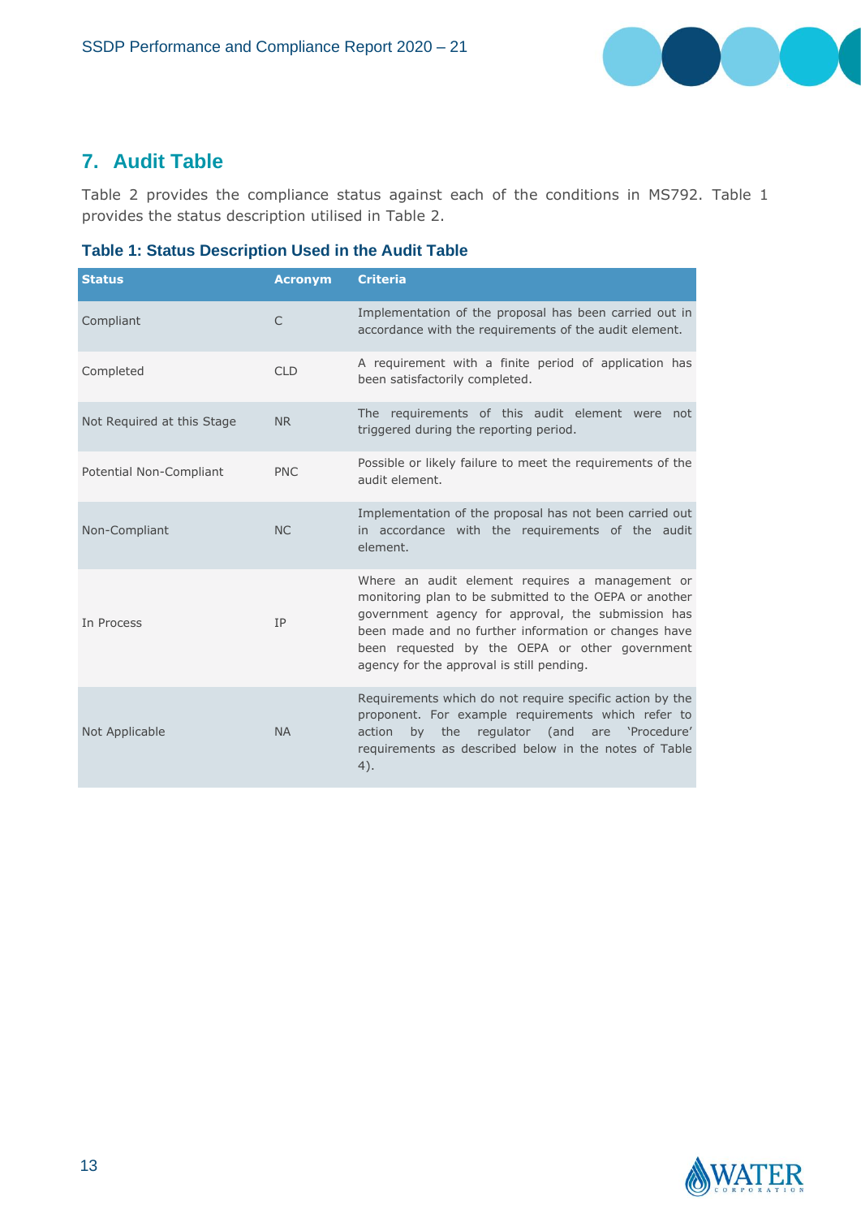## 7. Audit Table

Table 2 provides the compliance status against each of the conditions in MS792. Table 1 provides the status description utilised in Table 2.

### Table 1: Status Description Used in the Audit Table

| Status | Acronym | Criteria |
|---|---|---|
| Compliant | C | Implementation of the proposal has been carried out in accordance with the requirements of the audit element. |
| Completed | CLD | A requirement with a finite period of application has been satisfactorily completed. |
| Not Required at this Stage | NR | The requirements of this audit element were not triggered during the reporting period. |
| Potential Non-Compliant | PNC | Possible or likely failure to meet the requirements of the audit element. |
| Non-Compliant | NC | Implementation of the proposal has not been carried out in accordance with the requirements of the audit element. |
| In Process | IP | Where an audit element requires a management or monitoring plan to be submitted to the OEPA or another government agency for approval, the submission has been made and no further information or changes have been requested by the OEPA or other government agency for the approval is still pending. |
| Not Applicable | NA | Requirements which do not require specific action by the proponent. For example requirements which refer to action by the regulator (and are 'Procedure' requirements as described below in the notes of Table 4). |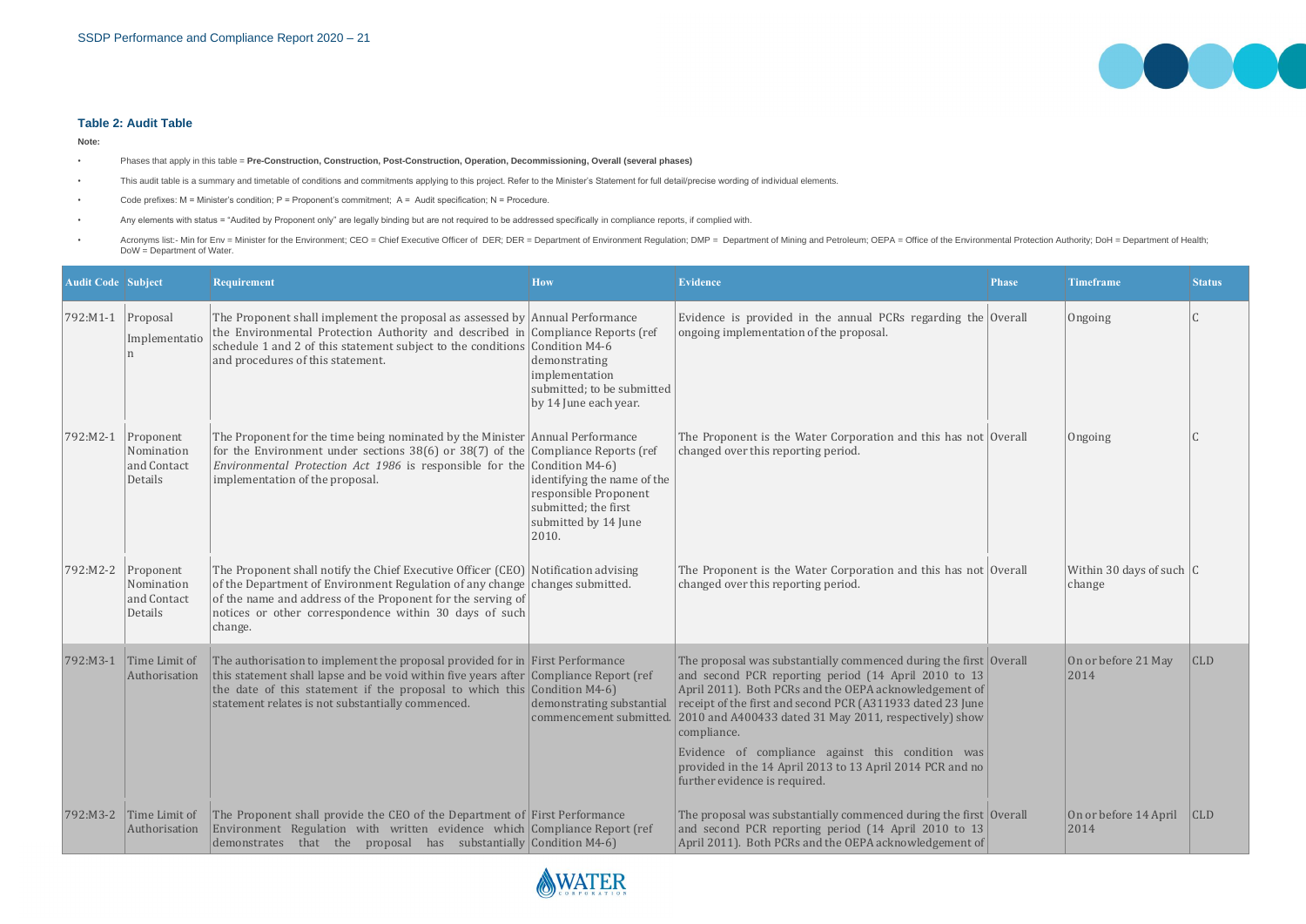### Table 2: Audit Table

**Note:**

- Phases that apply in this table = **Pre-Construction, Construction, Post-Construction, Operation, Decommissioning, Overall (several phases)**
- This audit table is a summary and timetable of conditions and commitments applying to this project. Refer to the Minister's Statement for full detail/precise wording of individual elements.
- Code prefixes: M = Minister's condition; P = Proponent's commitment; A = Audit specification; N = Procedure.
- Any elements with status = "Audited by Proponent only" are legally binding but are not required to be addressed specifically in compliance reports, if complied with.
- Acronyms list:- Min for Env = Minister for the Environment; CEO = Chief Executive Officer of DER; DER = Department of Environment Regulation; DMP = Department of Mining and Petroleum; OEPA = Office of the Environmental Protection Authority; DoH = Department of Health; DoW = Department of Water.

| Audit Code | Subject | Requirement | How | Evidence | Phase | Timeframe | Status |
|---|---|---|---|---|---|---|---|
| 792:M1-1 | Proposal Implementation | The Proponent shall implement the proposal as assessed by the Environmental Protection Authority and described in schedule 1 and 2 of this statement subject to the conditions and procedures of this statement. | Annual Performance Compliance Reports (ref Condition M4-6 demonstrating implementation submitted; to be submitted by 14 June each year. | Evidence is provided in the annual PCRs regarding the ongoing implementation of the proposal. | Overall | Ongoing | C |
| 792:M2-1 | Proponent Nomination and Contact Details | The Proponent for the time being nominated by the Minister for the Environment under sections 38(6) or 38(7) of the *Environmental Protection Act 1986* is responsible for the implementation of the proposal. | Annual Performance Compliance Reports (ref Condition M4-6) identifying the name of the responsible Proponent submitted; the first submitted by 14 June 2010. | The Proponent is the Water Corporation and this has not changed over this reporting period. | Overall | Ongoing | C |
| 792:M2-2 | Proponent Nomination and Contact Details | The Proponent shall notify the Chief Executive Officer (CEO) of the Department of Environment Regulation of any change of the name and address of the Proponent for the serving of notices or other correspondence within 30 days of such change. | Notification advising changes submitted. | The Proponent is the Water Corporation and this has not changed over this reporting period. | Overall | Within 30 days of such change | C |
| 792:M3-1 | Time Limit of Authorisation | The authorisation to implement the proposal provided for in this statement shall lapse and be void within five years after the date of this statement if the proposal to which this statement relates is not substantially commenced. | First Performance Compliance Report (ref Condition M4-6) demonstrating substantial commencement submitted. | The proposal was substantially commenced during the first and second PCR reporting period (14 April 2010 to 13 April 2011). Both PCRs and the OEPA acknowledgement of receipt of the first and second PCR (A311933 dated 23 June 2010 and A400433 dated 31 May 2011, respectively) show compliance.<br><br>Evidence of compliance against this condition was provided in the 14 April 2013 to 13 April 2014 PCR and no further evidence is required. | Overall | On or before 21 May 2014 | CLD |
| 792:M3-2 | Time Limit of Authorisation | The Proponent shall provide the CEO of the Department of Environment Regulation with written evidence which demonstrates that the proposal has substantially | First Performance Compliance Report (ref Condition M4-6) | The proposal was substantially commenced during the first and second PCR reporting period (14 April 2010 to 13 April 2011). Both PCRs and the OEPA acknowledgement of | Overall | On or before 14 April 2014 | CLD |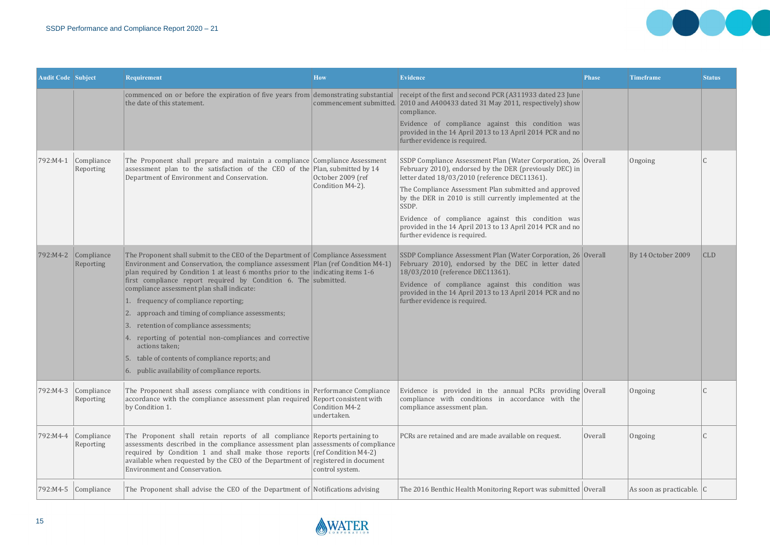| Audit Code | Subject | Requirement | How | Evidence | Phase | Timeframe | Status |
|---|---|---|---|---|---|---|---|
| | | commenced on or before the expiration of five years from the date of this statement. | demonstrating substantial commencement submitted. | receipt of the first and second PCR (A311933 dated 23 June 2010 and A400433 dated 31 May 2011, respectively) show compliance.<br><br>Evidence of compliance against this condition was provided in the 14 April 2013 to 13 April 2014 PCR and no further evidence is required. | | | |
| 792:M4-1 | Compliance Reporting | The Proponent shall prepare and maintain a compliance assessment plan to the satisfaction of the CEO of the Department of Environment and Conservation. | Compliance Assessment Plan, submitted by 14 October 2009 (ref Condition M4-2). | SSDP Compliance Assessment Plan (Water Corporation, 26 February 2010), endorsed by the DER (previously DEC) in letter dated 18/03/2010 (reference DEC11361).<br><br>The Compliance Assessment Plan submitted and approved by the DER in 2010 is still currently implemented at the SSDP.<br><br>Evidence of compliance against this condition was provided in the 14 April 2013 to 13 April 2014 PCR and no further evidence is required. | Overall | Ongoing | C |
| 792:M4-2 | Compliance Reporting | The Proponent shall submit to the CEO of the Department of Environment and Conservation, the compliance assessment plan required by Condition 1 at least 6 months prior to the first compliance report required by Condition 6. The compliance assessment plan shall indicate:<br>1. frequency of compliance reporting;<br>2. approach and timing of compliance assessments;<br>3. retention of compliance assessments;<br>4. reporting of potential non-compliances and corrective actions taken;<br>5. table of contents of compliance reports; and<br>6. public availability of compliance reports. | Compliance Assessment Plan (ref Condition M4-1) indicating items 1-6 submitted. | SSDP Compliance Assessment Plan (Water Corporation, 26 February 2010), endorsed by the DEC in letter dated 18/03/2010 (reference DEC11361).<br><br>Evidence of compliance against this condition was provided in the 14 April 2013 to 13 April 2014 PCR and no further evidence is required. | Overall | By 14 October 2009 | CLD |
| 792:M4-3 | Compliance Reporting | The Proponent shall assess compliance with conditions in accordance with the compliance assessment plan required by Condition 1. | Performance Compliance Report consistent with Condition M4-2 undertaken. | Evidence is provided in the annual PCRs providing compliance with conditions in accordance with the compliance assessment plan. | Overall | Ongoing | C |
| 792:M4-4 | Compliance Reporting | The Proponent shall retain reports of all compliance assessments described in the compliance assessment plan required by Condition 1 and shall make those reports available when requested by the CEO of the Department of Environment and Conservation. | Reports pertaining to assessments of compliance (ref Condition M4-2) registered in document control system. | PCRs are retained and are made available on request. | Overall | Ongoing | C |
| 792:M4-5 | Compliance | The Proponent shall advise the CEO of the Department of | Notifications advising | The 2016 Benthic Health Monitoring Report was submitted | Overall | As soon as practicable. | C |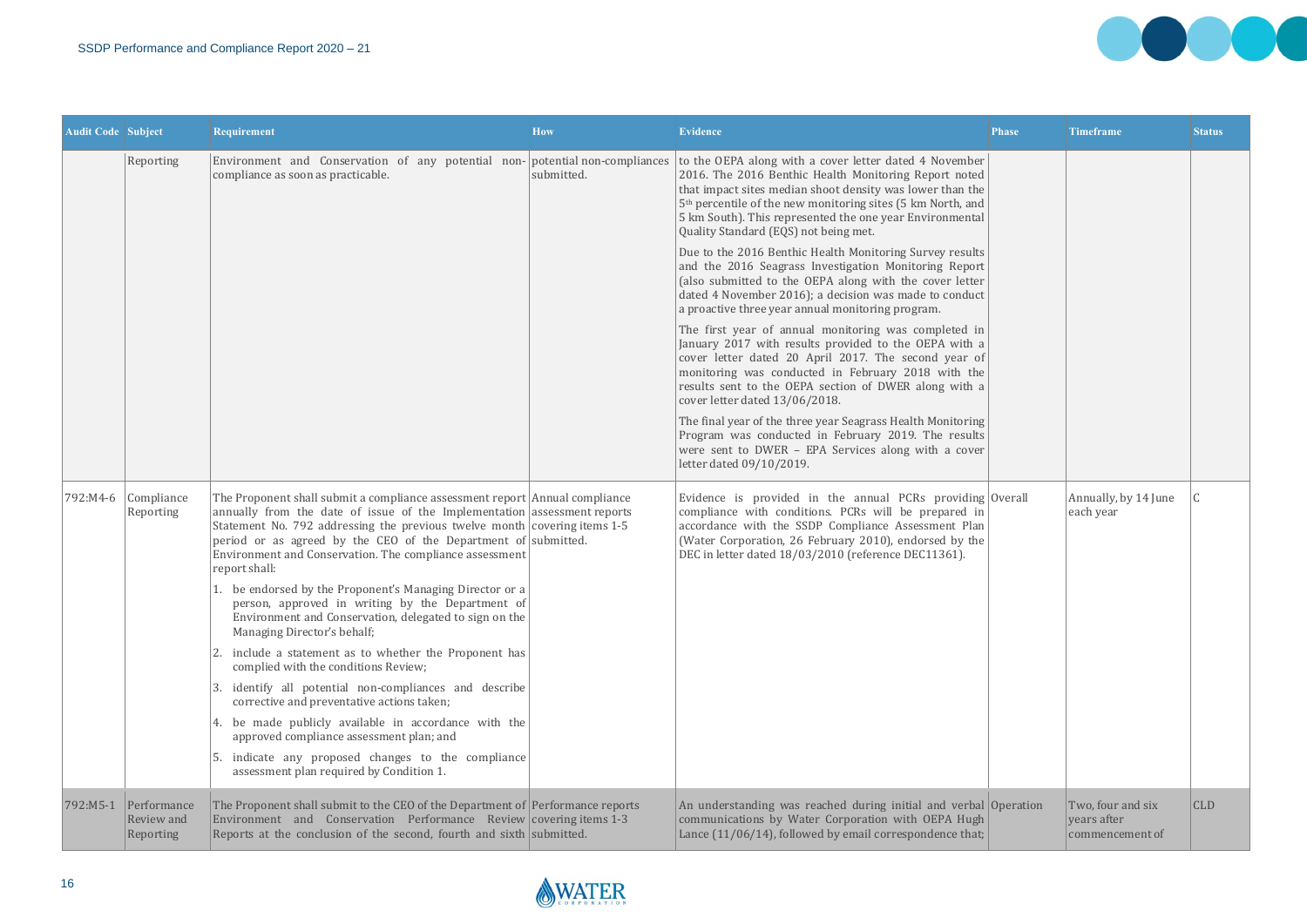| Audit Code | Subject | Requirement | How | Evidence | Phase | Timeframe | Status |
|---|---|---|---|---|---|---|---|
| | Reporting | Environment and Conservation of any potential non-compliance as soon as practicable. | potential non-compliances submitted. | to the OEPA along with a cover letter dated 4 November 2016. The 2016 Benthic Health Monitoring Report noted that impact sites median shoot density was lower than the 5th percentile of the new monitoring sites (5 km North, and 5 km South). This represented the one year Environmental Quality Standard (EQS) not being met.<br><br>Due to the 2016 Benthic Health Monitoring Survey results and the 2016 Seagrass Investigation Monitoring Report (also submitted to the OEPA along with the cover letter dated 4 November 2016); a decision was made to conduct a proactive three year annual monitoring program.<br><br>The first year of annual monitoring was completed in January 2017 with results provided to the OEPA with a cover letter dated 20 April 2017. The second year of monitoring was conducted in February 2018 with the results sent to the OEPA section of DWER along with a cover letter dated 13/06/2018.<br><br>The final year of the three year Seagrass Health Monitoring Program was conducted in February 2019. The results were sent to DWER – EPA Services along with a cover letter dated 09/10/2019. | | | |
| 792:M4-6 | Compliance Reporting | The Proponent shall submit a compliance assessment report annually from the date of issue of the Implementation Statement No. 792 addressing the previous twelve month period or as agreed by the CEO of the Department of Environment and Conservation. The compliance assessment report shall:<br><br>1. be endorsed by the Proponent's Managing Director or a person, approved in writing by the Department of Environment and Conservation, delegated to sign on the Managing Director's behalf;<br>2. include a statement as to whether the Proponent has complied with the conditions Review;<br>3. identify all potential non-compliances and describe corrective and preventative actions taken;<br>4. be made publicly available in accordance with the approved compliance assessment plan; and<br>5. indicate any proposed changes to the compliance assessment plan required by Condition 1. | Annual compliance assessment reports covering items 1-5 submitted. | Evidence is provided in the annual PCRs providing compliance with conditions. PCRs will be prepared in accordance with the SSDP Compliance Assessment Plan (Water Corporation, 26 February 2010), endorsed by the DEC in letter dated 18/03/2010 (reference DEC11361). | Overall | Annually, by 14 June each year | C |
| 792:M5-1 | Performance Review and Reporting | The Proponent shall submit to the CEO of the Department of Environment and Conservation Performance Review Reports at the conclusion of the second, fourth and sixth | Performance reports covering items 1-3 submitted. | An understanding was reached during initial and verbal communications by Water Corporation with OEPA Hugh Lance (11/06/14), followed by email correspondence that; | Operation | Two, four and six years after commencement of | CLD |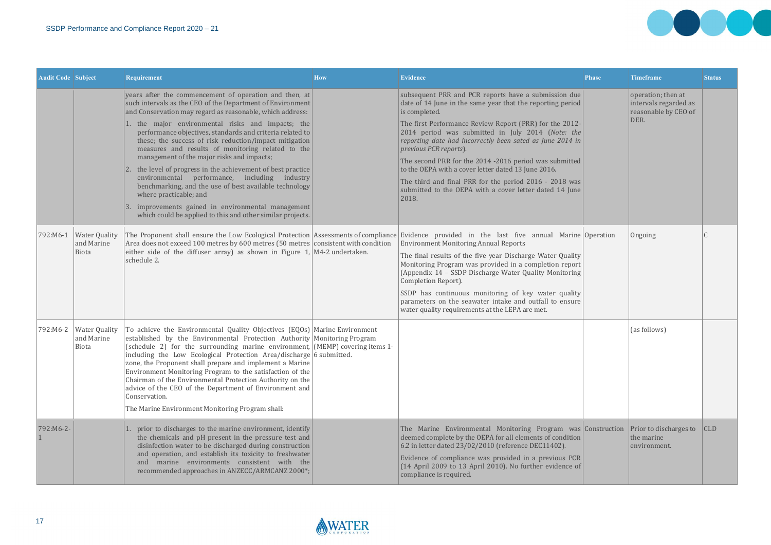| Audit Code | Subject | Requirement | How | Evidence | Phase | Timeframe | Status |
|---|---|---|---|---|---|---|---|
| | | years after the commencement of operation and then, at such intervals as the CEO of the Department of Environment and Conservation may regard as reasonable, which address:<br>1. the major environmental risks and impacts; the performance objectives, standards and criteria related to these; the success of risk reduction/impact mitigation measures and results of monitoring related to the management of the major risks and impacts;<br>2. the level of progress in the achievement of best practice environmental performance, including industry benchmarking, and the use of best available technology where practicable; and<br>3. improvements gained in environmental management which could be applied to this and other similar projects. | | subsequent PRR and PCR reports have a submission due date of 14 June in the same year that the reporting period is completed.<br>The first Performance Review Report (PRR) for the 2012-2014 period was submitted in July 2014 (*Note: the reporting date had incorrectly been sated as June 2014 in previous PCR reports*).<br>The second PRR for the 2014 -2016 period was submitted to the OEPA with a cover letter dated 13 June 2016.<br>The third and final PRR for the period 2016 - 2018 was submitted to the OEPA with a cover letter dated 14 June 2018. | | operation; then at intervals regarded as reasonable by CEO of DER. | |
| 792:M6-1 | Water Quality and Marine Biota | The Proponent shall ensure the Low Ecological Protection Area does not exceed 100 metres by 600 metres (50 metres either side of the diffuser array) as shown in Figure 1, schedule 2. | Assessments of compliance consistent with condition M4-2 undertaken. | Evidence provided in the last five annual Marine Environment Monitoring Annual Reports<br>The final results of the five year Discharge Water Quality Monitoring Program was provided in a completion report (Appendix 14 – SSDP Discharge Water Quality Monitoring Completion Report).<br>SSDP has continuous monitoring of key water quality parameters on the seawater intake and outfall to ensure water quality requirements at the LEPA are met. | Operation | Ongoing | C |
| 792:M6-2 | Water Quality and Marine Biota | To achieve the Environmental Quality Objectives (EQOs) established by the Environmental Protection Authority (schedule 2) for the surrounding marine environment, including the Low Ecological Protection Area/discharge zone, the Proponent shall prepare and implement a Marine Environment Monitoring Program to the satisfaction of the Chairman of the Environmental Protection Authority on the advice of the CEO of the Department of Environment and Conservation.<br>The Marine Environment Monitoring Program shall: | Marine Environment Monitoring Program (MEMP) covering items 1-6 submitted. | | | (as follows) | |
| 792:M6-2-1 | | 1. prior to discharges to the marine environment, identify the chemicals and pH present in the pressure test and disinfection water to be discharged during construction and operation, and establish its toxicity to freshwater and marine environments consistent with the recommended approaches in ANZECC/ARMCANZ 2000*; | | The Marine Environmental Monitoring Program was deemed complete by the OEPA for all elements of condition 6.2 in letter dated 23/02/2010 (reference DEC11402).<br>Evidence of compliance was provided in a previous PCR (14 April 2009 to 13 April 2010). No further evidence of compliance is required. | Construction | Prior to discharges to the marine environment. | CLD |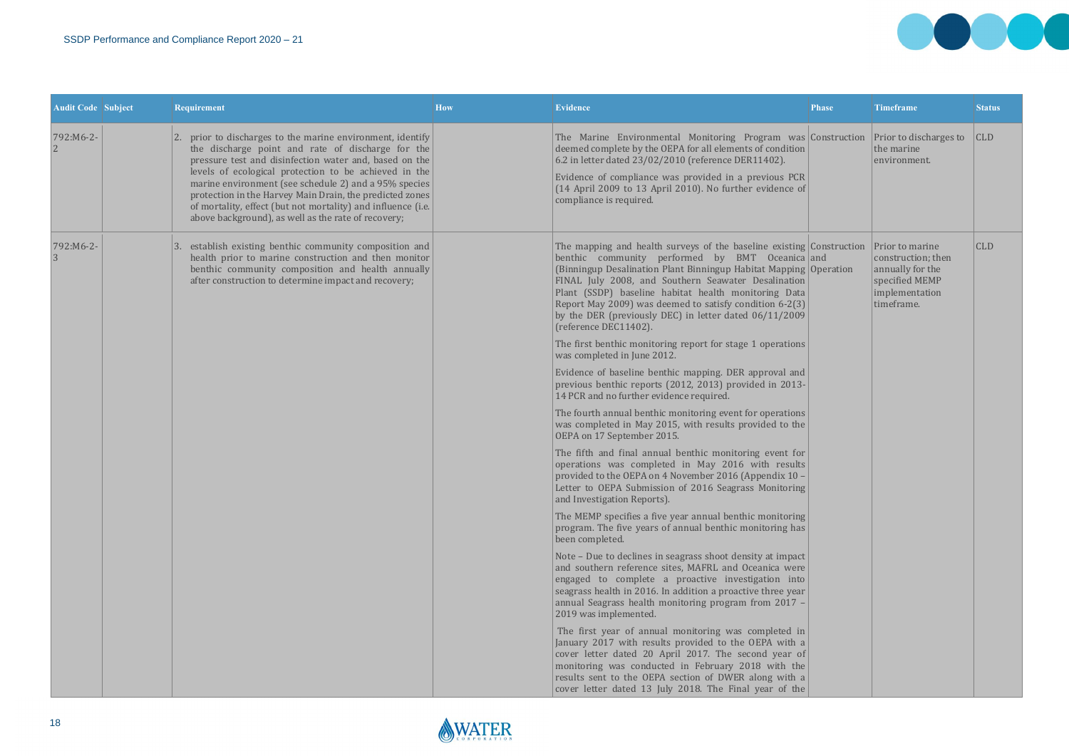| Audit Code | Subject | Requirement | How | Evidence | Phase | Timeframe | Status |
|---|---|---|---|---|---|---|---|
| 792:M6-2-2 | | 2. prior to discharges to the marine environment, identify the discharge point and rate of discharge for the pressure test and disinfection water and, based on the levels of ecological protection to be achieved in the marine environment (see schedule 2) and a 95% species protection in the Harvey Main Drain, the predicted zones of mortality, effect (but not mortality) and influence (i.e. above background), as well as the rate of recovery; | | The Marine Environmental Monitoring Program was deemed complete by the OEPA for all elements of condition 6.2 in letter dated 23/02/2010 (reference DER11402).<br><br>Evidence of compliance was provided in a previous PCR (14 April 2009 to 13 April 2010). No further evidence of compliance is required. | Construction | Prior to discharges to the marine environment. | CLD |
| 792:M6-2-3 | | 3. establish existing benthic community composition and health prior to marine construction and then monitor benthic community composition and health annually after construction to determine impact and recovery; | | The mapping and health surveys of the baseline existing benthic community performed by BMT Oceanica (Binningup Desalination Plant Binningup Habitat Mapping FINAL July 2008, and Southern Seawater Desalination Plant (SSDP) baseline habitat health monitoring Data Report May 2009) was deemed to satisfy condition 6-2(3) by the DER (previously DEC) in letter dated 06/11/2009 (reference DEC11402).<br><br>The first benthic monitoring report for stage 1 operations was completed in June 2012.<br><br>Evidence of baseline benthic mapping. DER approval and previous benthic reports (2012, 2013) provided in 2013-14 PCR and no further evidence required.<br><br>The fourth annual benthic monitoring event for operations was completed in May 2015, with results provided to the OEPA on 17 September 2015.<br><br>The fifth and final annual benthic monitoring event for operations was completed in May 2016 with results provided to the OEPA on 4 November 2016 (Appendix 10 – Letter to OEPA Submission of 2016 Seagrass Monitoring and Investigation Reports).<br><br>The MEMP specifies a five year annual benthic monitoring program. The five years of annual benthic monitoring has been completed.<br><br>Note – Due to declines in seagrass shoot density at impact and southern reference sites, MAFRL and Oceanica were engaged to complete a proactive investigation into seagrass health in 2016. In addition a proactive three year annual Seagrass health monitoring program from 2017 – 2019 was implemented.<br><br>The first year of annual monitoring was completed in January 2017 with results provided to the OEPA with a cover letter dated 20 April 2017. The second year of monitoring was conducted in February 2018 with the results sent to the OEPA section of DWER along with a cover letter dated 13 July 2018. The Final year of the | Construction and Operation | Prior to marine construction; then annually for the specified MEMP implementation timeframe. | CLD |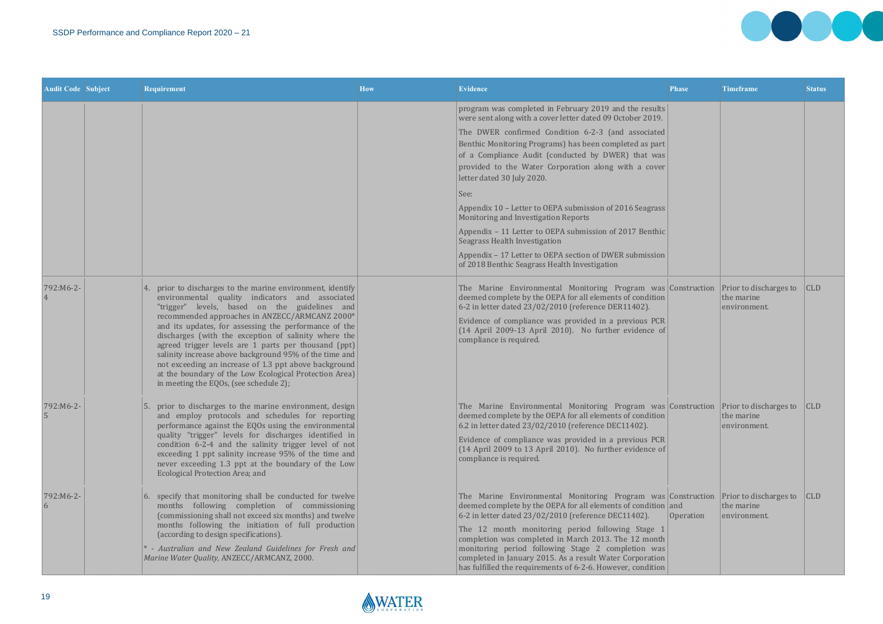| Audit Code | Subject | Requirement | How | Evidence | Phase | Timeframe | Status |
|---|---|---|---|---|---|---|---|
| | | | | program was completed in February 2019 and the results were sent along with a cover letter dated 09 October 2019.<br>The DWER confirmed Condition 6-2-3 (and associated Benthic Monitoring Programs) has been completed as part of a Compliance Audit (conducted by DWER) that was provided to the Water Corporation along with a cover letter dated 30 July 2020.<br>See:<br>Appendix 10 – Letter to OEPA submission of 2016 Seagrass Monitoring and Investigation Reports<br>Appendix – 11 Letter to OEPA submission of 2017 Benthic Seagrass Health Investigation<br>Appendix – 17 Letter to OEPA section of DWER submission of 2018 Benthic Seagrass Health Investigation | | | |
| 792:M6-2-4 | | 4. prior to discharges to the marine environment, identify environmental quality indicators and associated "trigger" levels, based on the guidelines and recommended approaches in ANZECC/ARMCANZ 2000* and its updates, for assessing the performance of the discharges (with the exception of salinity where the agreed trigger levels are 1 parts per thousand (ppt) salinity increase above background 95% of the time and not exceeding an increase of 1.3 ppt above background at the boundary of the Low Ecological Protection Area) in meeting the EQOs, (see schedule 2); | | The Marine Environmental Monitoring Program was deemed complete by the OEPA for all elements of condition 6-2 in letter dated 23/02/2010 (reference DER11402).<br>Evidence of compliance was provided in a previous PCR (14 April 2009-13 April 2010). No further evidence of compliance is required. | Construction | Prior to discharges to the marine environment. | CLD |
| 792:M6-2-5 | | 5. prior to discharges to the marine environment, design and employ protocols and schedules for reporting performance against the EQOs using the environmental quality "trigger" levels for discharges identified in condition 6-2-4 and the salinity trigger level of not exceeding 1 ppt salinity increase 95% of the time and never exceeding 1.3 ppt at the boundary of the Low Ecological Protection Area; and | | The Marine Environmental Monitoring Program was deemed complete by the OEPA for all elements of condition 6.2 in letter dated 23/02/2010 (reference DEC11402).<br>Evidence of compliance was provided in a previous PCR (14 April 2009 to 13 April 2010). No further evidence of compliance is required. | Construction | Prior to discharges to the marine environment. | CLD |
| 792:M6-2-6 | | 6. specify that monitoring shall be conducted for twelve months following completion of commissioning (commissioning shall not exceed six months) and twelve months following the initiation of full production (according to design specifications).<br>* - *Australian and New Zealand Guidelines for Fresh and Marine Water Quality,* ANZECC/ARMCANZ, 2000. | | The Marine Environmental Monitoring Program was deemed complete by the OEPA for all elements of condition 6-2 in letter dated 23/02/2010 (reference DEC11402).<br>The 12 month monitoring period following Stage 1 completion was completed in March 2013. The 12 month monitoring period following Stage 2 completion was completed in January 2015. As a result Water Corporation has fulfilled the requirements of 6-2-6. However, condition | Construction and Operation | Prior to discharges to the marine environment. | CLD |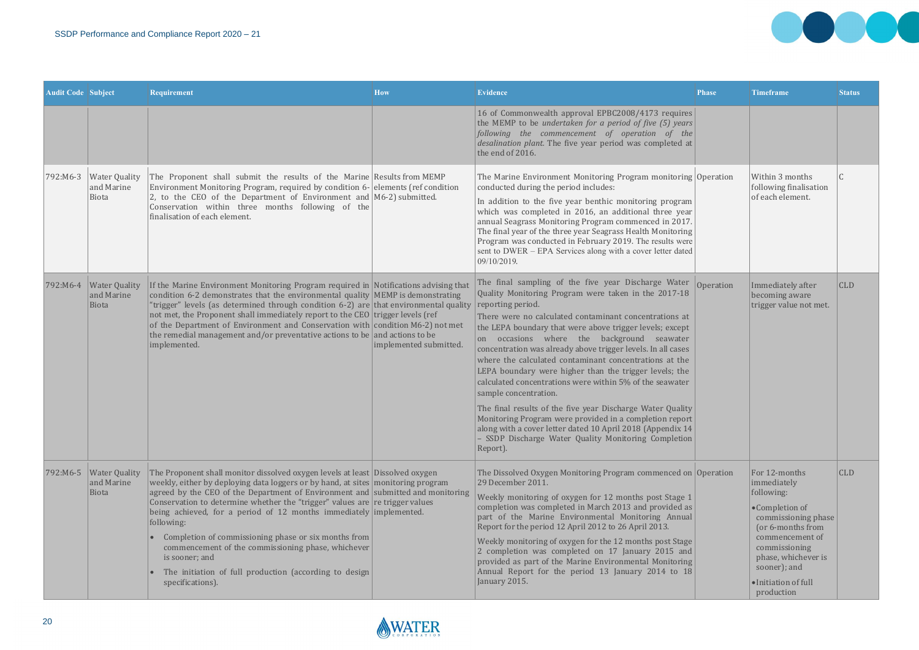| Audit Code | Subject | Requirement | How | Evidence | Phase | Timeframe | Status |
|---|---|---|---|---|---|---|---|
| | | | | 16 of Commonwealth approval EPBC2008/4173 requires the MEMP to be *undertaken for a period of five (5) years following the commencement of operation of the desalination plant.* The five year period was completed at the end of 2016. | | | |
| 792:M6-3 | Water Quality and Marine Biota | The Proponent shall submit the results of the Marine Environment Monitoring Program, required by condition 6-2, to the CEO of the Department of Environment and Conservation within three months following of the finalisation of each element. | Results from MEMP elements (ref condition M6-2) submitted. | The Marine Environment Monitoring Program monitoring conducted during the period includes:<br><br>In addition to the five year benthic monitoring program which was completed in 2016, an additional three year annual Seagrass Monitoring Program commenced in 2017. The final year of the three year Seagrass Health Monitoring Program was conducted in February 2019. The results were sent to DWER – EPA Services along with a cover letter dated 09/10/2019. | Operation | Within 3 months following finalisation of each element. | C |
| 792:M6-4 | Water Quality and Marine Biota | If the Marine Environment Monitoring Program required in condition 6-2 demonstrates that the environmental quality "trigger" levels (as determined through condition 6-2) are not met, the Proponent shall immediately report to the CEO of the Department of Environment and Conservation with the remedial management and/or preventative actions to be implemented. | Notifications advising that MEMP is demonstrating that environmental quality trigger levels (ref condition M6-2) not met and actions to be implemented submitted. | The final sampling of the five year Discharge Water Quality Monitoring Program were taken in the 2017-18 reporting period.<br><br>There were no calculated contaminant concentrations at the LEPA boundary that were above trigger levels; except on occasions where the background seawater concentration was already above trigger levels. In all cases where the calculated contaminant concentrations at the LEPA boundary were higher than the trigger levels; the calculated concentrations were within 5% of the seawater sample concentration.<br><br>The final results of the five year Discharge Water Quality Monitoring Program were provided in a completion report along with a cover letter dated 10 April 2018 (Appendix 14 – SSDP Discharge Water Quality Monitoring Completion Report). | Operation | Immediately after becoming aware trigger value not met. | CLD |
| 792:M6-5 | Water Quality and Marine Biota | The Proponent shall monitor dissolved oxygen levels at least weekly, either by deploying data loggers or by hand, at sites agreed by the CEO of the Department of Environment and Conservation to determine whether the "trigger" values are being achieved, for a period of 12 months immediately following:<br>• Completion of commissioning phase or six months from commencement of the commissioning phase, whichever is sooner; and<br>• The initiation of full production (according to design specifications). | Dissolved oxygen monitoring program submitted and monitoring re trigger values implemented. | The Dissolved Oxygen Monitoring Program commenced on 29 December 2011.<br><br>Weekly monitoring of oxygen for 12 months post Stage 1 completion was completed in March 2013 and provided as part of the Marine Environmental Monitoring Annual Report for the period 12 April 2012 to 26 April 2013.<br><br>Weekly monitoring of oxygen for the 12 months post Stage 2 completion was completed on 17 January 2015 and provided as part of the Marine Environmental Monitoring Annual Report for the period 13 January 2014 to 18 January 2015. | Operation | For 12-months immediately following:<br>• Completion of commissioning phase (or 6-months from commencement of commissioning phase, whichever is sooner); and<br>• Initiation of full production | CLD |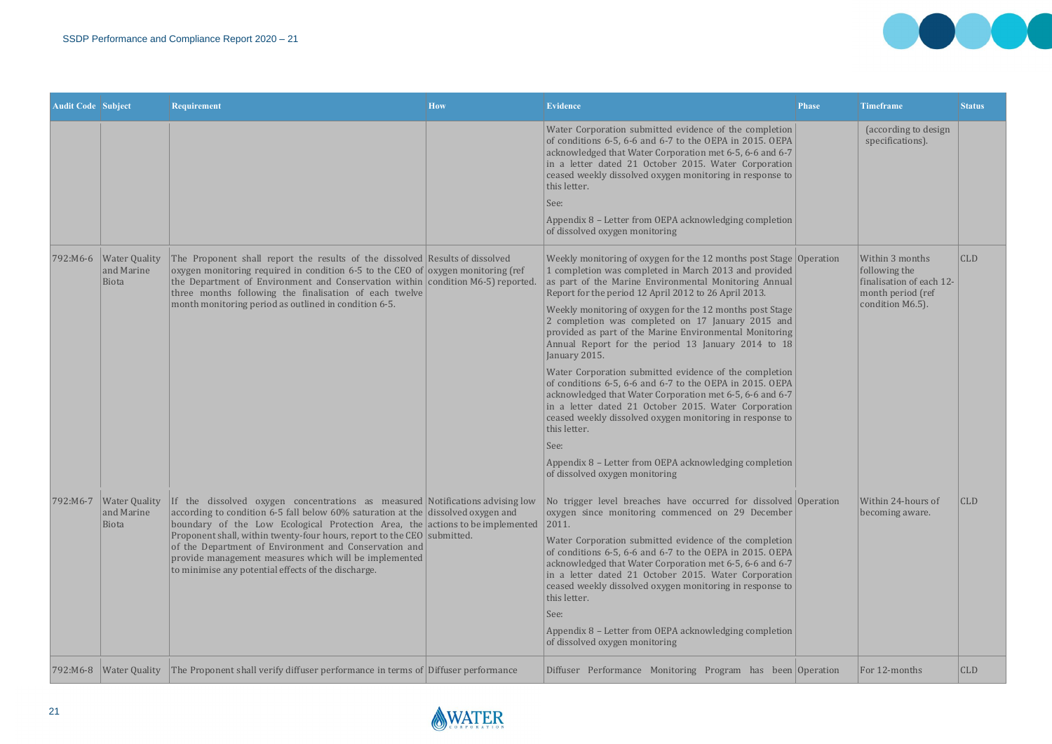| Audit Code | Subject | Requirement | How | Evidence | Phase | Timeframe | Status |
|---|---|---|---|---|---|---|---|
| | | | | Water Corporation submitted evidence of the completion of conditions 6-5, 6-6 and 6-7 to the OEPA in 2015. OEPA acknowledged that Water Corporation met 6-5, 6-6 and 6-7 in a letter dated 21 October 2015. Water Corporation ceased weekly dissolved oxygen monitoring in response to this letter.<br><br>See:<br><br>Appendix 8 – Letter from OEPA acknowledging completion of dissolved oxygen monitoring | | (according to design specifications). | |
| 792:M6-6 | Water Quality and Marine Biota | The Proponent shall report the results of the dissolved oxygen monitoring required in condition 6-5 to the CEO of the Department of Environment and Conservation within three months following the finalisation of each twelve month monitoring period as outlined in condition 6-5. | Results of dissolved oxygen monitoring (ref condition M6-5) reported. | Weekly monitoring of oxygen for the 12 months post Stage 1 completion was completed in March 2013 and provided as part of the Marine Environmental Monitoring Annual Report for the period 12 April 2012 to 26 April 2013.<br><br>Weekly monitoring of oxygen for the 12 months post Stage 2 completion was completed on 17 January 2015 and provided as part of the Marine Environmental Monitoring Annual Report for the period 13 January 2014 to 18 January 2015.<br><br>Water Corporation submitted evidence of the completion of conditions 6-5, 6-6 and 6-7 to the OEPA in 2015. OEPA acknowledged that Water Corporation met 6-5, 6-6 and 6-7 in a letter dated 21 October 2015. Water Corporation ceased weekly dissolved oxygen monitoring in response to this letter.<br><br>See:<br><br>Appendix 8 – Letter from OEPA acknowledging completion of dissolved oxygen monitoring | Operation | Within 3 months following the finalisation of each 12-month period (ref condition M6.5). | CLD |
| 792:M6-7 | Water Quality and Marine Biota | If the dissolved oxygen concentrations as measured according to condition 6-5 fall below 60% saturation at the boundary of the Low Ecological Protection Area, the Proponent shall, within twenty-four hours, report to the CEO of the Department of Environment and Conservation and provide management measures which will be implemented to minimise any potential effects of the discharge. | Notifications advising low dissolved oxygen and actions to be implemented submitted. | No trigger level breaches have occurred for dissolved oxygen since monitoring commenced on 29 December 2011.<br><br>Water Corporation submitted evidence of the completion of conditions 6-5, 6-6 and 6-7 to the OEPA in 2015. OEPA acknowledged that Water Corporation met 6-5, 6-6 and 6-7 in a letter dated 21 October 2015. Water Corporation ceased weekly dissolved oxygen monitoring in response to this letter.<br><br>See:<br><br>Appendix 8 – Letter from OEPA acknowledging completion of dissolved oxygen monitoring | Operation | Within 24-hours of becoming aware. | CLD |
| 792:M6-8 | Water Quality | The Proponent shall verify diffuser performance in terms of | Diffuser performance | Diffuser Performance Monitoring Program has been | Operation | For 12-months | CLD |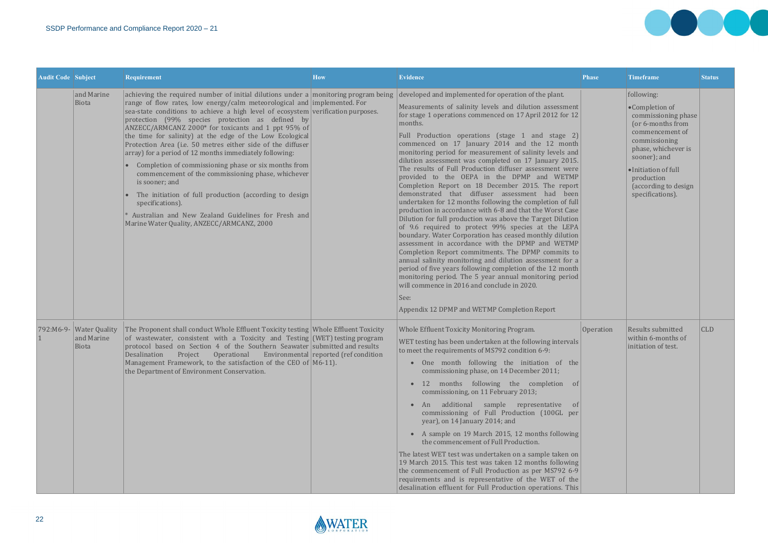| Audit Code | Subject | Requirement | How | Evidence | Phase | Timeframe | Status |
|---|---|---|---|---|---|---|---|
| | and Marine Biota | achieving the required number of initial dilutions under a range of flow rates, low energy/calm meteorological and sea-state conditions to achieve a high level of ecosystem protection (99% species protection as defined by ANZECC/ARMCANZ 2000* for toxicants and 1 ppt 95% of the time for salinity) at the edge of the Low Ecological Protection Area (i.e. 50 metres either side of the diffuser array) for a period of 12 months immediately following:<br>• Completion of commissioning phase or six months from commencement of the commissioning phase, whichever is sooner; and<br>• The initiation of full production (according to design specifications).<br>* Australian and New Zealand Guidelines for Fresh and Marine Water Quality, ANZECC/ARMCANZ, 2000 | monitoring program being implemented. For verification purposes. | developed and implemented for operation of the plant.<br>Measurements of salinity levels and dilution assessment for stage 1 operations commenced on 17 April 2012 for 12 months.<br>Full Production operations (stage 1 and stage 2) commenced on 17 January 2014 and the 12 month monitoring period for measurement of salinity levels and dilution assessment was completed on 17 January 2015. The results of Full Production diffuser assessment were provided to the OEPA in the DPMP and WETMP Completion Report on 18 December 2015. The report demonstrated that diffuser assessment had been undertaken for 12 months following the completion of full production in accordance with 6-8 and that the Worst Case Dilution for full production was above the Target Dilution of 9.6 required to protect 99% species at the LEPA boundary. Water Corporation has ceased monthly dilution assessment in accordance with the DPMP and WETMP Completion Report commitments. The DPMP commits to annual salinity monitoring and dilution assessment for a period of five years following completion of the 12 month monitoring period. The 5 year annual monitoring period will commence in 2016 and conclude in 2020.<br>See:<br>Appendix 12 DPMP and WETMP Completion Report | | following:<br>• Completion of commissioning phase (or 6-months from commencement of commissioning phase, whichever is sooner); and<br>• Initiation of full production (according to design specifications). | |
| 792:M6-9-1 | Water Quality and Marine Biota | The Proponent shall conduct Whole Effluent Toxicity testing of wastewater, consistent with a Toxicity and Testing protocol based on Section 4 of the Southern Seawater Desalination Project Operational Environmental Management Framework, to the satisfaction of the CEO of the Department of Environment Conservation. | Whole Effluent Toxicity (WET) testing program submitted and results reported (ref condition M6-11). | Whole Effluent Toxicity Monitoring Program.<br>WET testing has been undertaken at the following intervals to meet the requirements of MS792 condition 6-9:<br>• One month following the initiation of the commissioning phase, on 14 December 2011;<br>• 12 months following the completion of commissioning, on 11 February 2013;<br>• An additional sample representative of commissioning of Full Production (100GL per year), on 14 January 2014; and<br>• A sample on 19 March 2015, 12 months following the commencement of Full Production.<br>The latest WET test was undertaken on a sample taken on 19 March 2015. This test was taken 12 months following the commencement of Full Production as per MS792 6-9 requirements and is representative of the WET of the desalination effluent for Full Production operations. This | Operation | Results submitted within 6-months of initiation of test. | CLD |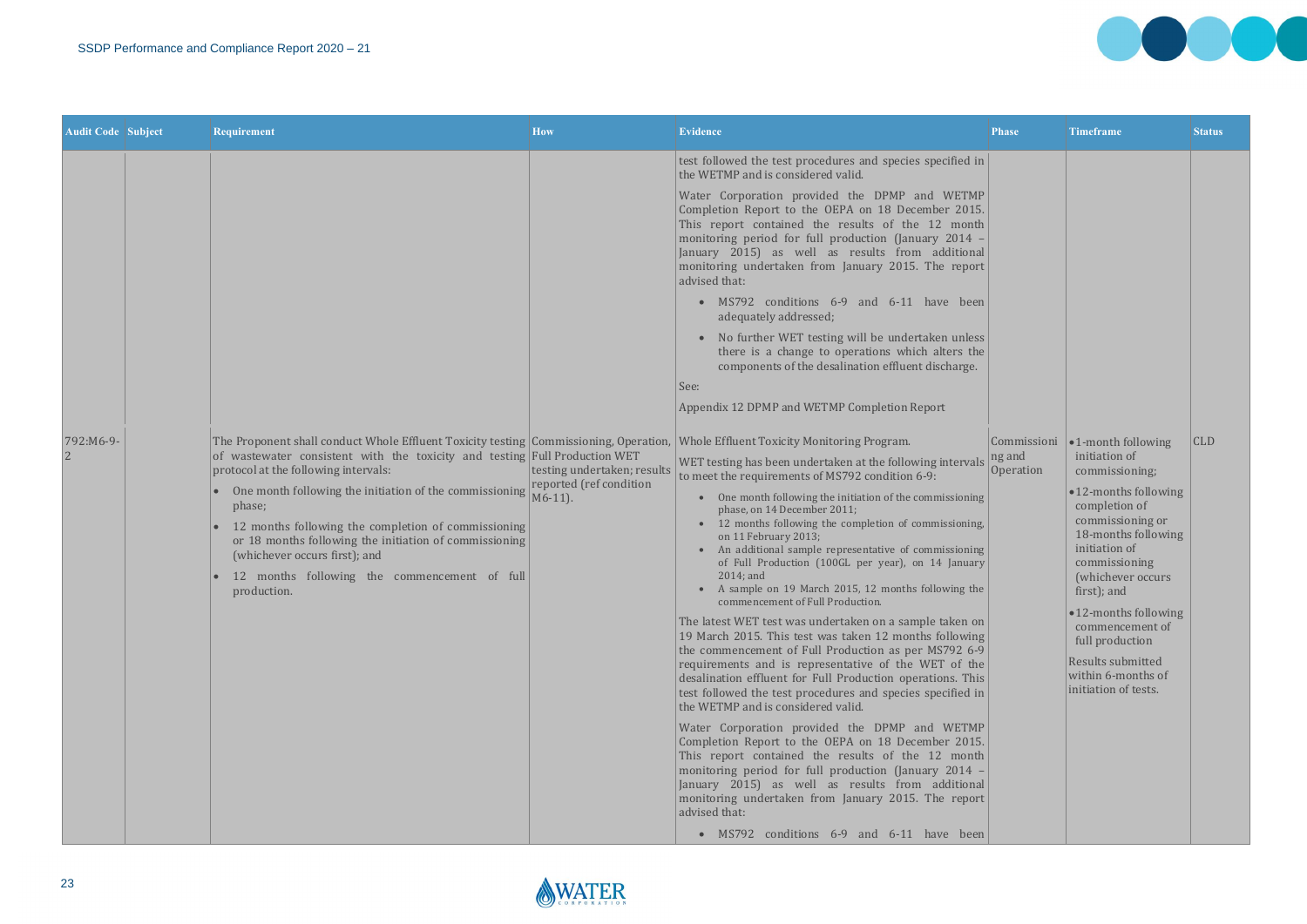| Audit Code | Subject | Requirement | How | Evidence | Phase | Timeframe | Status |
|---|---|---|---|---|---|---|---|
| | | | | test followed the test procedures and species specified in the WETMP and is considered valid.<br><br>Water Corporation provided the DPMP and WETMP Completion Report to the OEPA on 18 December 2015. This report contained the results of the 12 month monitoring period for full production (January 2014 – January 2015) as well as results from additional monitoring undertaken from January 2015. The report advised that:<br>• MS792 conditions 6-9 and 6-11 have been adequately addressed;<br>• No further WET testing will be undertaken unless there is a change to operations which alters the components of the desalination effluent discharge.<br><br>See:<br>Appendix 12 DPMP and WETMP Completion Report | | | |
| 792:M6-9-2 | | The Proponent shall conduct Whole Effluent Toxicity testing of wastewater consistent with the toxicity and testing protocol at the following intervals:<br>• One month following the initiation of the commissioning phase;<br>• 12 months following the completion of commissioning or 18 months following the initiation of commissioning (whichever occurs first); and<br>• 12 months following the commencement of full production. | Commissioning, Operation, Full Production WET testing undertaken; results reported (ref condition M6-11). | Whole Effluent Toxicity Monitoring Program.<br><br>WET testing has been undertaken at the following intervals to meet the requirements of MS792 condition 6-9:<br>• One month following the initiation of the commissioning phase, on 14 December 2011;<br>• 12 months following the completion of commissioning, on 11 February 2013;<br>• An additional sample representative of commissioning of Full Production (100GL per year), on 14 January 2014; and<br>• A sample on 19 March 2015, 12 months following the commencement of Full Production.<br><br>The latest WET test was undertaken on a sample taken on 19 March 2015. This test was taken 12 months following the commencement of Full Production as per MS792 6-9 requirements and is representative of the WET of the desalination effluent for Full Production operations. This test followed the test procedures and species specified in the WETMP and is considered valid.<br><br>Water Corporation provided the DPMP and WETMP Completion Report to the OEPA on 18 December 2015. This report contained the results of the 12 month monitoring period for full production (January 2014 – January 2015) as well as results from additional monitoring undertaken from January 2015. The report advised that:<br>• MS792 conditions 6-9 and 6-11 have been | Commissioning and Operation | • 1-month following initiation of commissioning;<br>• 12-months following completion of commissioning or 18-months following initiation of commissioning (whichever occurs first); and<br>• 12-months following commencement of full production<br><br>Results submitted within 6-months of initiation of tests. | CLD |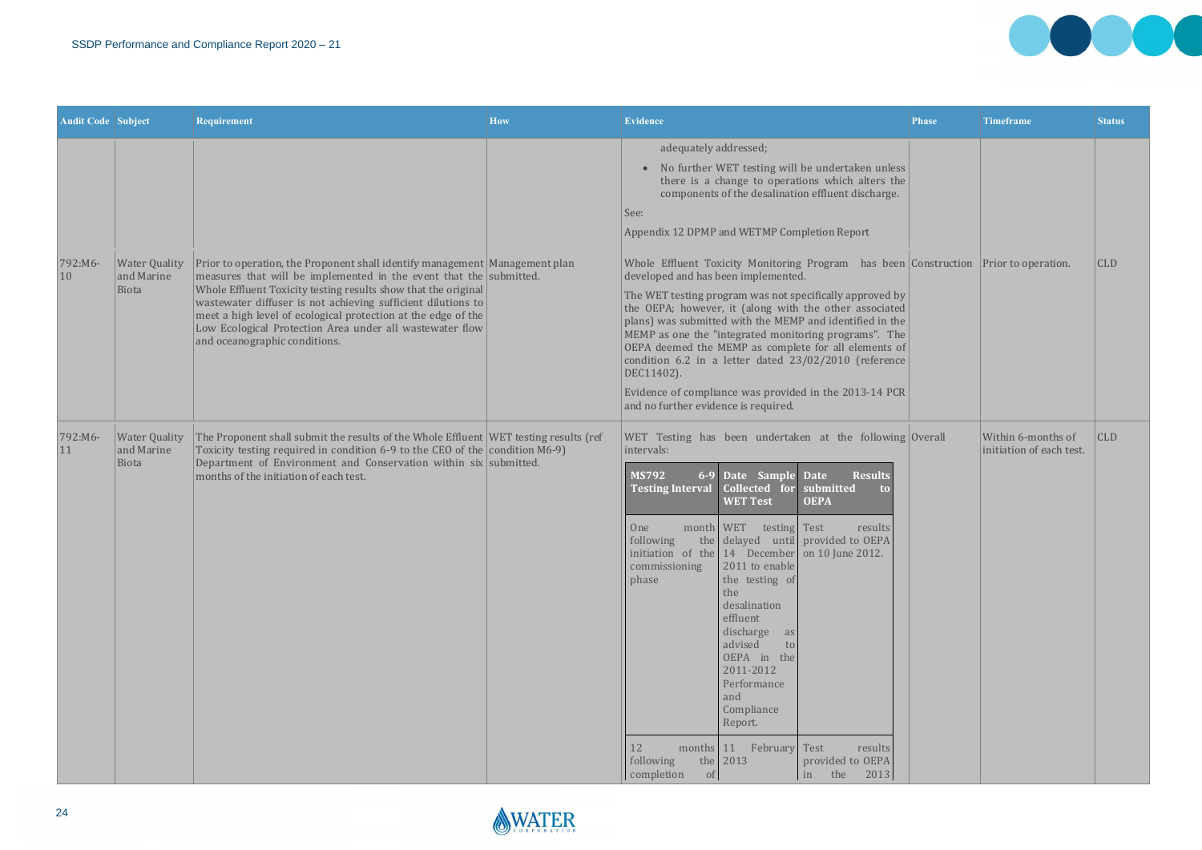| Audit Code | Subject | Requirement | How | Evidence | Phase | Timeframe | Status |
|---|---|---|---|---|---|---|---|
| | | | | adequately addressed;<br>• No further WET testing will be undertaken unless there is a change to operations which alters the components of the desalination effluent discharge.<br>See:<br>Appendix 12 DPMP and WETMP Completion Report | | | |
| 792:M6-10 | Water Quality and Marine Biota | Prior to operation, the Proponent shall identify management measures that will be implemented in the event that the Whole Effluent Toxicity testing results show that the original wastewater diffuser is not achieving sufficient dilutions to meet a high level of ecological protection at the edge of the Low Ecological Protection Area under all wastewater flow and oceanographic conditions. | Management plan submitted. | Whole Effluent Toxicity Monitoring Program has been developed and has been implemented.<br>The WET testing program was not specifically approved by the OEPA; however, it (along with the other associated plans) was submitted with the MEMP and identified in the MEMP as one the "integrated monitoring programs". The OEPA deemed the MEMP as complete for all elements of condition 6.2 in a letter dated 23/02/2010 (reference DEC11402).<br>Evidence of compliance was provided in the 2013-14 PCR and no further evidence is required. | Construction | Prior to operation. | CLD |
| 792:M6-11 | Water Quality and Marine Biota | The Proponent shall submit the results of the Whole Effluent Toxicity testing required in condition 6-9 to the CEO of the Department of Environment and Conservation within six months of the initiation of each test. | WET testing results (ref condition M6-9) submitted. | WET Testing has been undertaken at the following intervals:<br><br>**MS792 6-9 Testing Interval** / **Date Sample Collected for WET Test** / **Date Results submitted to OEPA**<br><br>One month following the initiation of the commissioning phase / WET testing delayed until 14 December 2011 to enable the testing of the desalination effluent discharge as advised to OEPA in the 2011-2012 Performance and Compliance Report. / Test results provided to OEPA on 10 June 2012.<br><br>12 months following the completion of / 11 February 2013 / Test results provided to OEPA in the 2013 | Overall | Within 6-months of initiation of each test. | CLD |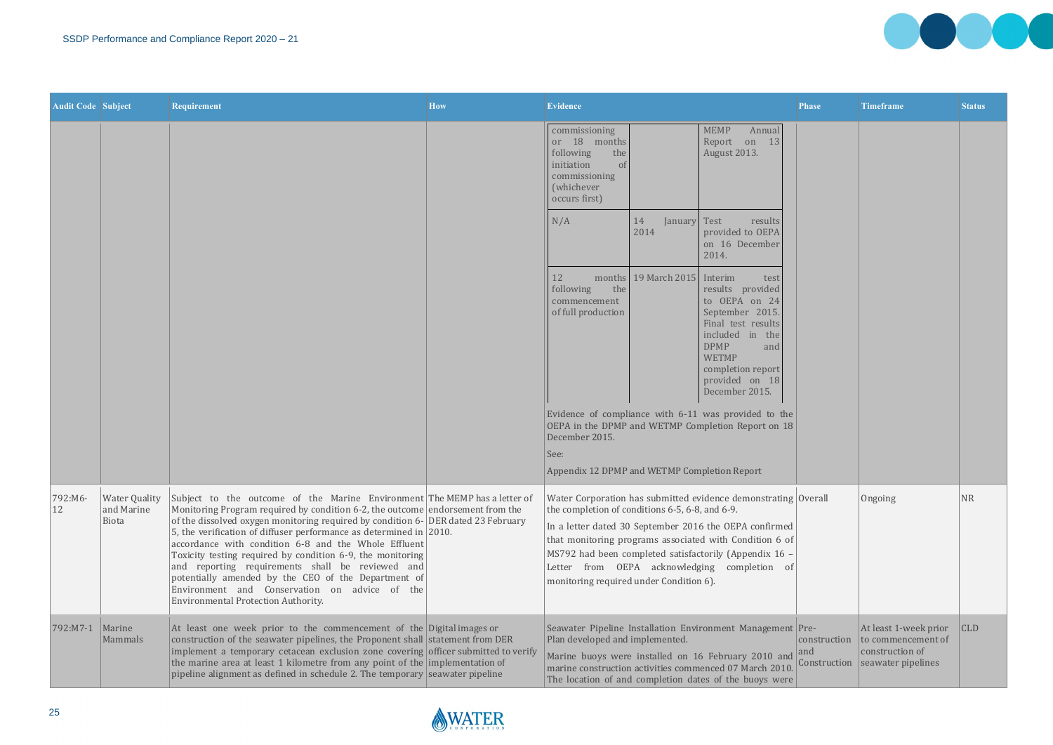| Audit Code | Subject | Requirement | How | Evidence | Phase | Timeframe | Status |
|---|---|---|---|---|---|---|---|
| | | | | commissioning or 18 months following the initiation of commissioning (whichever occurs first) \| \| MEMP Annual Report on 13 August 2013.<br>N/A \| 14 January 2014 \| Test results provided to OEPA on 16 December 2014.<br>12 months following the commencement of full production \| 19 March 2015 \| Interim test results provided to OEPA on 24 September 2015. Final test results included in the DPMP and WETMP completion report provided on 18 December 2015.<br>Evidence of compliance with 6-11 was provided to the OEPA in the DPMP and WETMP Completion Report on 18 December 2015.<br>See:<br>Appendix 12 DPMP and WETMP Completion Report | | | |
| 792:M6-12 | Water Quality and Marine Biota | Subject to the outcome of the Marine Environment Monitoring Program required by condition 6-2, the outcome of the dissolved oxygen monitoring required by condition 6-5, the verification of diffuser performance as determined in accordance with condition 6-8 and the Whole Effluent Toxicity testing required by condition 6-9, the monitoring and reporting requirements shall be reviewed and potentially amended by the CEO of the Department of Environment and Conservation on advice of the Environmental Protection Authority. | The MEMP has a letter of endorsement from the DER dated 23 February 2010. | Water Corporation has submitted evidence demonstrating the completion of conditions 6-5, 6-8, and 6-9.<br>In a letter dated 30 September 2016 the OEPA confirmed that monitoring programs associated with Condition 6 of MS792 had been completed satisfactorily (Appendix 16 – Letter from OEPA acknowledging completion of monitoring required under Condition 6). | Overall | Ongoing | NR |
| 792:M7-1 | Marine Mammals | At least one week prior to the commencement of the construction of the seawater pipelines, the Proponent shall implement a temporary cetacean exclusion zone covering the marine area at least 1 kilometre from any point of the pipeline alignment as defined in schedule 2. The temporary | Digital images or statement from DER officer submitted to verify implementation of seawater pipeline | Seawater Pipeline Installation Environment Management Plan developed and implemented.<br>Marine buoys were installed on 16 February 2010 and marine construction activities commenced 07 March 2010. The location of and completion dates of the buoys were | Pre-construction and Construction | At least 1-week prior to commencement of construction of seawater pipelines | CLD |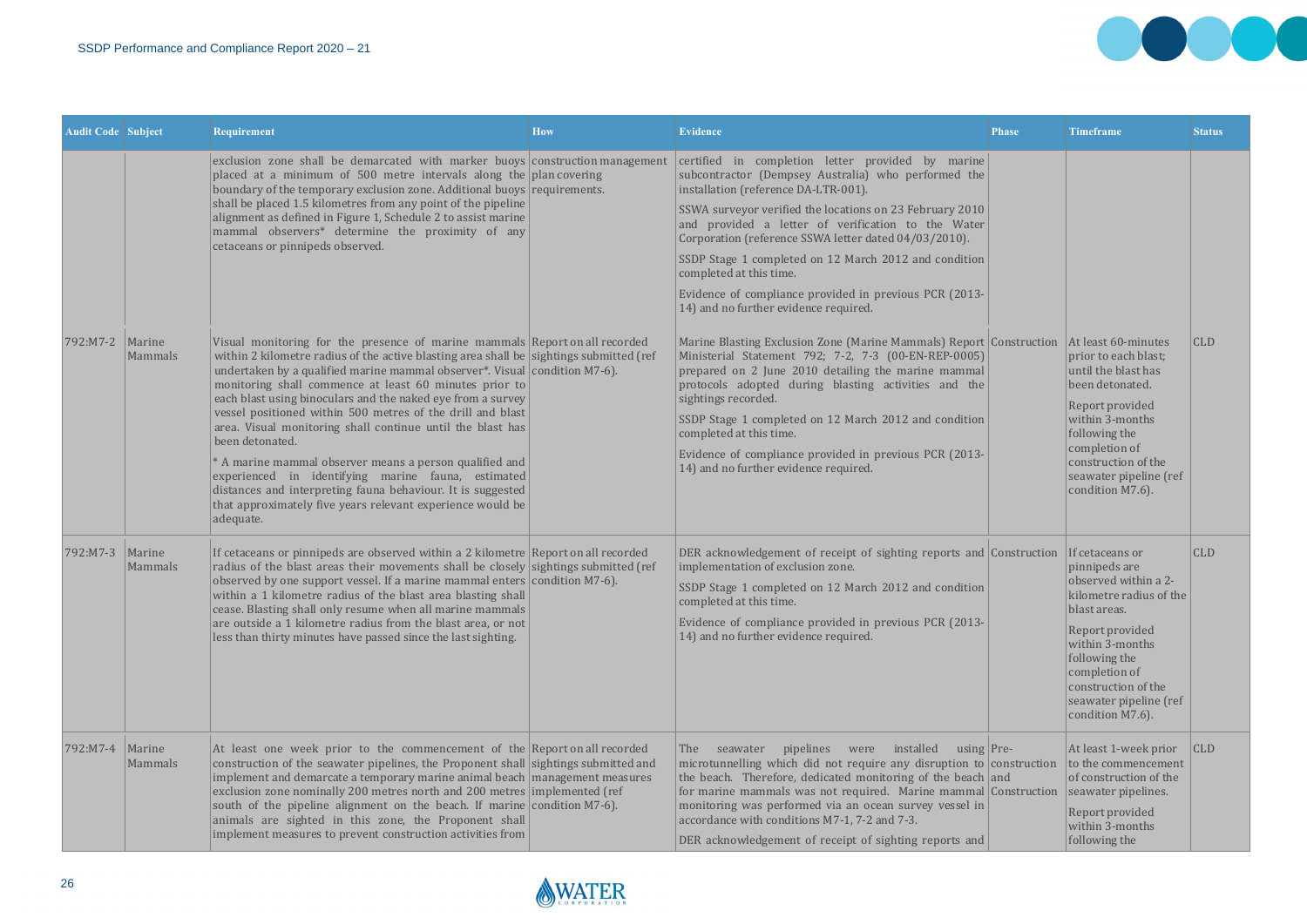| Audit Code | Subject | Requirement | How | Evidence | Phase | Timeframe | Status |
|---|---|---|---|---|---|---|---|
| | | exclusion zone shall be demarcated with marker buoys placed at a minimum of 500 metre intervals along the boundary of the temporary exclusion zone. Additional buoys shall be placed 1.5 kilometres from any point of the pipeline alignment as defined in Figure 1, Schedule 2 to assist marine mammal observers* determine the proximity of any cetaceans or pinnipeds observed. | construction management plan covering requirements. | certified in completion letter provided by marine subcontractor (Dempsey Australia) who performed the installation (reference DA-LTR-001).<br><br>SSWA surveyor verified the locations on 23 February 2010 and provided a letter of verification to the Water Corporation (reference SSWA letter dated 04/03/2010).<br><br>SSDP Stage 1 completed on 12 March 2012 and condition completed at this time.<br><br>Evidence of compliance provided in previous PCR (2013-14) and no further evidence required. | | | |
| 792:M7-2 | Marine Mammals | Visual monitoring for the presence of marine mammals within 2 kilometre radius of the active blasting area shall be undertaken by a qualified marine mammal observer*. Visual monitoring shall commence at least 60 minutes prior to each blast using binoculars and the naked eye from a survey vessel positioned within 500 metres of the drill and blast area. Visual monitoring shall continue until the blast has been detonated.<br><br>* A marine mammal observer means a person qualified and experienced in identifying marine fauna, estimated distances and interpreting fauna behaviour. It is suggested that approximately five years relevant experience would be adequate. | Report on all recorded sightings submitted (ref condition M7-6). | Marine Blasting Exclusion Zone (Marine Mammals) Report Ministerial Statement 792; 7-2, 7-3 (00-EN-REP-0005) prepared on 2 June 2010 detailing the marine mammal protocols adopted during blasting activities and the sightings recorded.<br><br>SSDP Stage 1 completed on 12 March 2012 and condition completed at this time.<br><br>Evidence of compliance provided in previous PCR (2013-14) and no further evidence required. | Construction | At least 60-minutes prior to each blast; until the blast has been detonated.<br><br>Report provided within 3-months following the completion of construction of the seawater pipeline (ref condition M7.6). | CLD |
| 792:M7-3 | Marine Mammals | If cetaceans or pinnipeds are observed within a 2 kilometre radius of the blast areas their movements shall be closely observed by one support vessel. If a marine mammal enters within a 1 kilometre radius of the blast area blasting shall cease. Blasting shall only resume when all marine mammals are outside a 1 kilometre radius from the blast area, or not less than thirty minutes have passed since the last sighting. | Report on all recorded sightings submitted (ref condition M7-6). | DER acknowledgement of receipt of sighting reports and implementation of exclusion zone.<br><br>SSDP Stage 1 completed on 12 March 2012 and condition completed at this time.<br><br>Evidence of compliance provided in previous PCR (2013-14) and no further evidence required. | Construction | If cetaceans or pinnipeds are observed within a 2-kilometre radius of the blast areas.<br><br>Report provided within 3-months following the completion of construction of the seawater pipeline (ref condition M7.6). | CLD |
| 792:M7-4 | Marine Mammals | At least one week prior to the commencement of the construction of the seawater pipelines, the Proponent shall implement and demarcate a temporary marine animal beach exclusion zone nominally 200 metres north and 200 metres south of the pipeline alignment on the beach. If marine animals are sighted in this zone, the Proponent shall implement measures to prevent construction activities from | Report on all recorded sightings submitted and management measures implemented (ref condition M7-6). | The seawater pipelines were installed using microtunnelling which did not require any disruption to the beach. Therefore, dedicated monitoring of the beach for marine mammals was not required. Marine mammal monitoring was performed via an ocean survey vessel in accordance with conditions M7-1, 7-2 and 7-3.<br><br>DER acknowledgement of receipt of sighting reports and | Pre-construction and Construction | At least 1-week prior to the commencement of construction of the seawater pipelines.<br><br>Report provided within 3-months following the | CLD |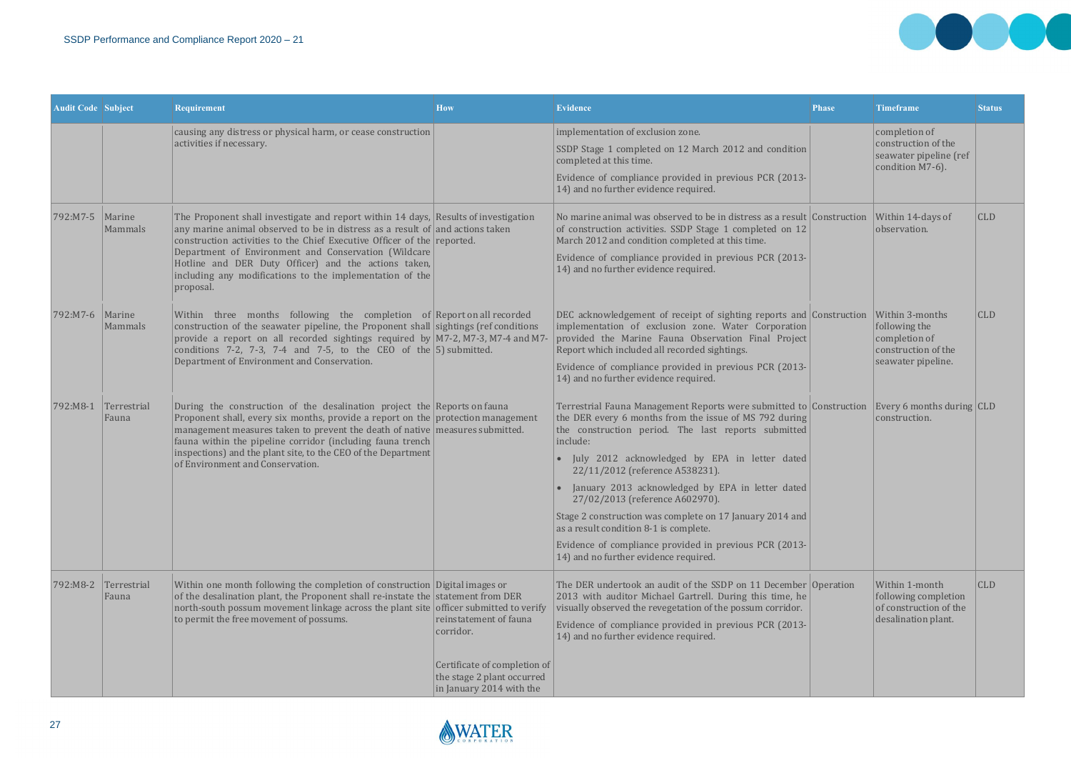| Audit Code | Subject | Requirement | How | Evidence | Phase | Timeframe | Status |
|---|---|---|---|---|---|---|---|
| | | causing any distress or physical harm, or cease construction activities if necessary. | | implementation of exclusion zone.<br><br>SSDP Stage 1 completed on 12 March 2012 and condition completed at this time.<br><br>Evidence of compliance provided in previous PCR (2013-14) and no further evidence required. | | completion of construction of the seawater pipeline (ref condition M7-6). | |
| 792:M7-5 | Marine Mammals | The Proponent shall investigate and report within 14 days, any marine animal observed to be in distress as a result of construction activities to the Chief Executive Officer of the Department of Environment and Conservation (Wildcare Hotline and DER Duty Officer) and the actions taken, including any modifications to the implementation of the proposal. | Results of investigation and actions taken reported. | No marine animal was observed to be in distress as a result of construction activities. SSDP Stage 1 completed on 12 March 2012 and condition completed at this time.<br><br>Evidence of compliance provided in previous PCR (2013-14) and no further evidence required. | Construction | Within 14-days of observation. | CLD |
| 792:M7-6 | Marine Mammals | Within three months following the completion of construction of the seawater pipeline, the Proponent shall provide a report on all recorded sightings required by conditions 7-2, 7-3, 7-4 and 7-5, to the CEO of the Department of Environment and Conservation. | Report on all recorded sightings (ref conditions M7-2, M7-3, M7-4 and M7-5) submitted. | DEC acknowledgement of receipt of sighting reports and implementation of exclusion zone. Water Corporation provided the Marine Fauna Observation Final Project Report which included all recorded sightings.<br><br>Evidence of compliance provided in previous PCR (2013-14) and no further evidence required. | Construction | Within 3-months following the completion of construction of the seawater pipeline. | CLD |
| 792:M8-1 | Terrestrial Fauna | During the construction of the desalination project the Proponent shall, every six months, provide a report on the management measures taken to prevent the death of native fauna within the pipeline corridor (including fauna trench inspections) and the plant site, to the CEO of the Department of Environment and Conservation. | Reports on fauna protection management measures submitted. | Terrestrial Fauna Management Reports were submitted to the DER every 6 months from the issue of MS 792 during the construction period. The last reports submitted include:<br><br>• July 2012 acknowledged by EPA in letter dated 22/11/2012 (reference A538231).<br><br>• January 2013 acknowledged by EPA in letter dated 27/02/2013 (reference A602970).<br><br>Stage 2 construction was complete on 17 January 2014 and as a result condition 8-1 is complete.<br><br>Evidence of compliance provided in previous PCR (2013-14) and no further evidence required. | Construction | Every 6 months during construction. | CLD |
| 792:M8-2 | Terrestrial Fauna | Within one month following the completion of construction of the desalination plant, the Proponent shall re-instate the north-south possum movement linkage across the plant site to permit the free movement of possums. | Digital images or statement from DER officer submitted to verify reinstatement of fauna corridor.<br><br>Certificate of completion of the stage 2 plant occurred in January 2014 with the | The DER undertook an audit of the SSDP on 11 December 2013 with auditor Michael Gartrell. During this time, he visually observed the revegetation of the possum corridor.<br><br>Evidence of compliance provided in previous PCR (2013-14) and no further evidence required. | Operation | Within 1-month following completion of construction of the desalination plant. | CLD |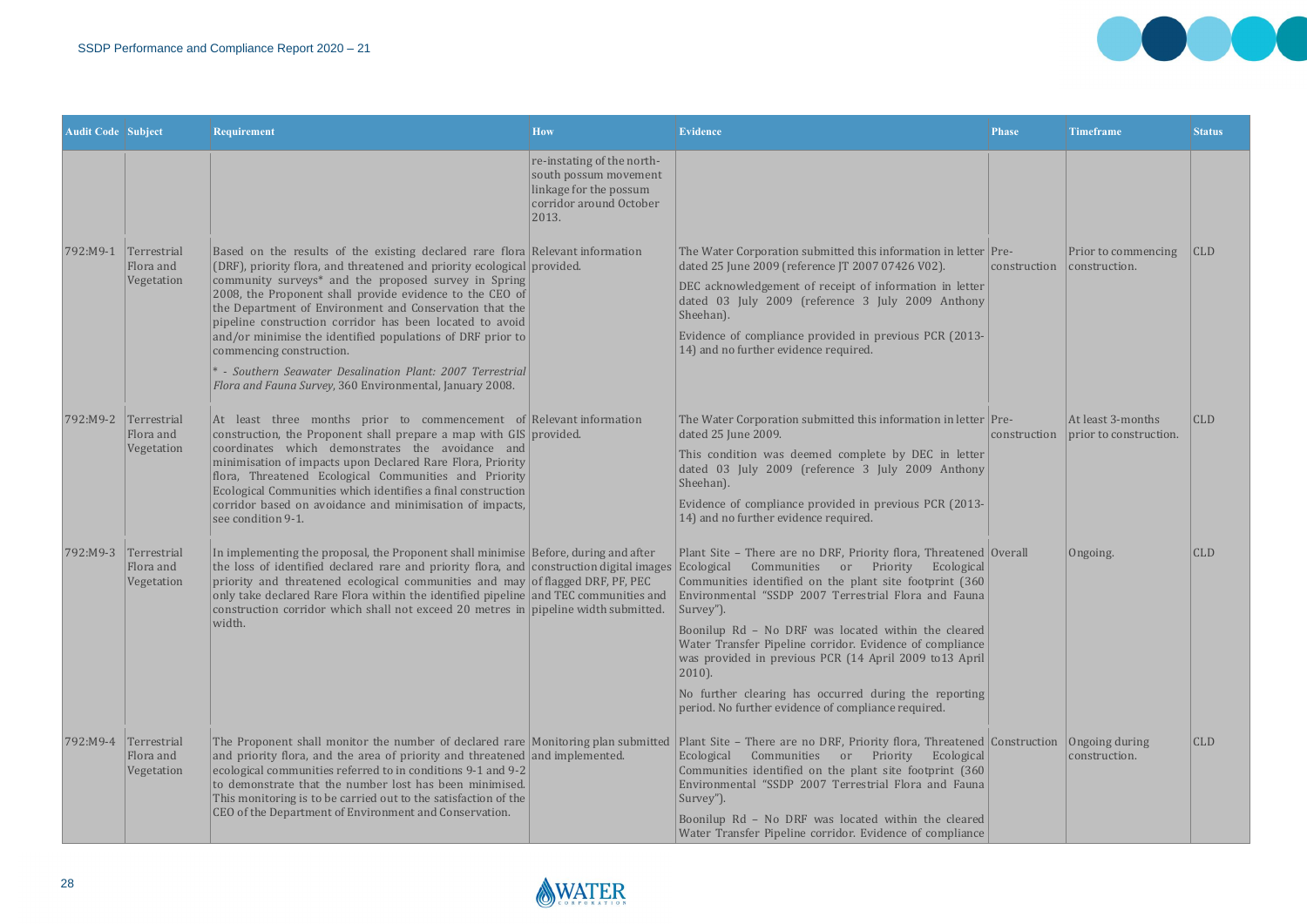| Audit Code | Subject | Requirement | How | Evidence | Phase | Timeframe | Status |
|---|---|---|---|---|---|---|---|
| | | | re-instating of the north-south possum movement linkage for the possum corridor around October 2013. | | | | |
| 792:M9-1 | Terrestrial Flora and Vegetation | Based on the results of the existing declared rare flora (DRF), priority flora, and threatened and priority ecological community surveys* and the proposed survey in Spring 2008, the Proponent shall provide evidence to the CEO of the Department of Environment and Conservation that the pipeline construction corridor has been located to avoid and/or minimise the identified populations of DRF prior to commencing construction.<br><br>* - *Southern Seawater Desalination Plant: 2007 Terrestrial Flora and Fauna Survey*, 360 Environmental, January 2008. | Relevant information provided. | The Water Corporation submitted this information in letter dated 25 June 2009 (reference JT 2007 07426 V02).<br><br>DEC acknowledgement of receipt of information in letter dated 03 July 2009 (reference 3 July 2009 Anthony Sheehan).<br><br>Evidence of compliance provided in previous PCR (2013-14) and no further evidence required. | Pre-construction | Prior to commencing construction. | CLD |
| 792:M9-2 | Terrestrial Flora and Vegetation | At least three months prior to commencement of construction, the Proponent shall prepare a map with GIS coordinates which demonstrates the avoidance and minimisation of impacts upon Declared Rare Flora, Priority flora, Threatened Ecological Communities and Priority Ecological Communities which identifies a final construction corridor based on avoidance and minimisation of impacts, see condition 9-1. | Relevant information provided. | The Water Corporation submitted this information in letter dated 25 June 2009.<br><br>This condition was deemed complete by DEC in letter dated 03 July 2009 (reference 3 July 2009 Anthony Sheehan).<br><br>Evidence of compliance provided in previous PCR (2013-14) and no further evidence required. | Pre-construction | At least 3-months prior to construction. | CLD |
| 792:M9-3 | Terrestrial Flora and Vegetation | In implementing the proposal, the Proponent shall minimise the loss of identified declared rare and priority flora, and priority and threatened ecological communities and may only take declared Rare Flora within the identified pipeline construction corridor which shall not exceed 20 metres in width. | Before, during and after construction digital images of flagged DRF, PF, PEC and TEC communities and pipeline width submitted. | Plant Site – There are no DRF, Priority flora, Threatened Ecological Communities or Priority Ecological Communities identified on the plant site footprint (360 Environmental "SSDP 2007 Terrestrial Flora and Fauna Survey").<br><br>Boonilup Rd – No DRF was located within the cleared Water Transfer Pipeline corridor. Evidence of compliance was provided in previous PCR (14 April 2009 to13 April 2010).<br><br>No further clearing has occurred during the reporting period. No further evidence of compliance required. | Overall | Ongoing. | CLD |
| 792:M9-4 | Terrestrial Flora and Vegetation | The Proponent shall monitor the number of declared rare and priority flora, and the area of priority and threatened ecological communities referred to in conditions 9-1 and 9-2 to demonstrate that the number lost has been minimised. This monitoring is to be carried out to the satisfaction of the CEO of the Department of Environment and Conservation. | Monitoring plan submitted and implemented. | Plant Site – There are no DRF, Priority flora, Threatened Ecological Communities or Priority Ecological Communities identified on the plant site footprint (360 Environmental "SSDP 2007 Terrestrial Flora and Fauna Survey").<br><br>Boonilup Rd – No DRF was located within the cleared Water Transfer Pipeline corridor. Evidence of compliance | Construction | Ongoing during construction. | CLD |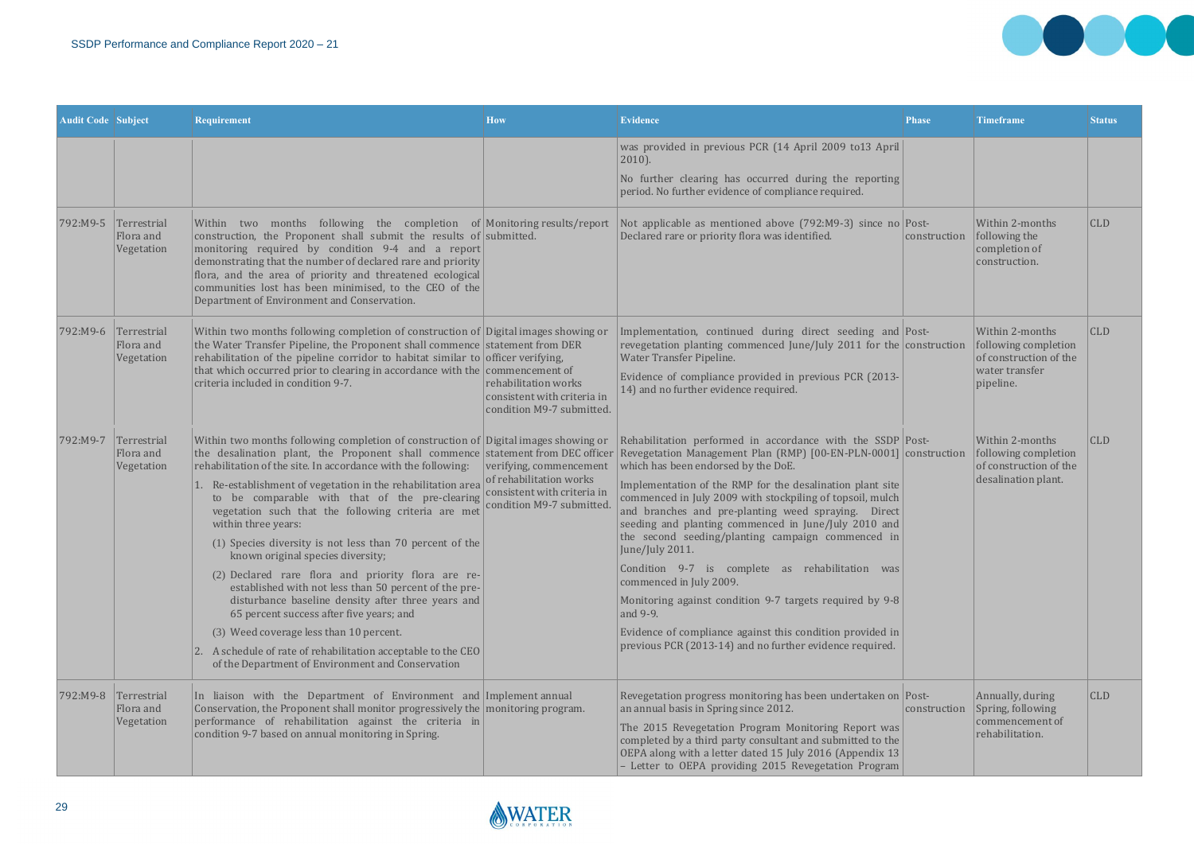| Audit Code | Subject | Requirement | How | Evidence | Phase | Timeframe | Status |
|---|---|---|---|---|---|---|---|
| | | | | was provided in previous PCR (14 April 2009 to13 April 2010).<br><br>No further clearing has occurred during the reporting period. No further evidence of compliance required. | | | |
| 792:M9-5 | Terrestrial Flora and Vegetation | Within two months following the completion of construction, the Proponent shall submit the results of monitoring required by condition 9-4 and a report demonstrating that the number of declared rare and priority flora, and the area of priority and threatened ecological communities lost has been minimised, to the CEO of the Department of Environment and Conservation. | Monitoring results/report submitted. | Not applicable as mentioned above (792:M9-3) since no Declared rare or priority flora was identified. | Post-construction | Within 2-months following the completion of construction. | CLD |
| 792:M9-6 | Terrestrial Flora and Vegetation | Within two months following completion of construction of the Water Transfer Pipeline, the Proponent shall commence rehabilitation of the pipeline corridor to habitat similar to that which occurred prior to clearing in accordance with the criteria included in condition 9-7. | Digital images showing or statement from DER officer verifying, commencement of rehabilitation works consistent with criteria in condition M9-7 submitted. | Implementation, continued during direct seeding and revegetation planting commenced June/July 2011 for the Water Transfer Pipeline.<br><br>Evidence of compliance provided in previous PCR (2013-14) and no further evidence required. | Post-construction | Within 2-months following completion of construction of the water transfer pipeline. | CLD |
| 792:M9-7 | Terrestrial Flora and Vegetation | Within two months following completion of construction of the desalination plant, the Proponent shall commence rehabilitation of the site. In accordance with the following:<br>1. Re-establishment of vegetation in the rehabilitation area to be comparable with that of the pre-clearing vegetation such that the following criteria are met within three years:<br>(1) Species diversity is not less than 70 percent of the known original species diversity;<br>(2) Declared rare flora and priority flora are re-established with not less than 50 percent of the pre-disturbance baseline density after three years and 65 percent success after five years; and<br>(3) Weed coverage less than 10 percent.<br>2. A schedule of rate of rehabilitation acceptable to the CEO of the Department of Environment and Conservation | Digital images showing or statement from DEC officer verifying, commencement of rehabilitation works consistent with criteria in condition M9-7 submitted. | Rehabilitation performed in accordance with the SSDP Revegetation Management Plan (RMP) [00-EN-PLN-0001] which has been endorsed by the DoE.<br><br>Implementation of the RMP for the desalination plant site commenced in July 2009 with stockpiling of topsoil, mulch and branches and pre-planting weed spraying. Direct seeding and planting commenced in June/July 2010 and the second seeding/planting campaign commenced in June/July 2011.<br><br>Condition 9-7 is complete as rehabilitation was commenced in July 2009.<br><br>Monitoring against condition 9-7 targets required by 9-8 and 9-9.<br><br>Evidence of compliance against this condition provided in previous PCR (2013-14) and no further evidence required. | Post-construction | Within 2-months following completion of construction of the desalination plant. | CLD |
| 792:M9-8 | Terrestrial Flora and Vegetation | In liaison with the Department of Environment and Conservation, the Proponent shall monitor progressively the performance of rehabilitation against the criteria in condition 9-7 based on annual monitoring in Spring. | Implement annual monitoring program. | Revegetation progress monitoring has been undertaken on an annual basis in Spring since 2012.<br><br>The 2015 Revegetation Program Monitoring Report was completed by a third party consultant and submitted to the OEPA along with a letter dated 15 July 2016 (Appendix 13 – Letter to OEPA providing 2015 Revegetation Program | Post-construction | Annually, during Spring, following commencement of rehabilitation. | CLD |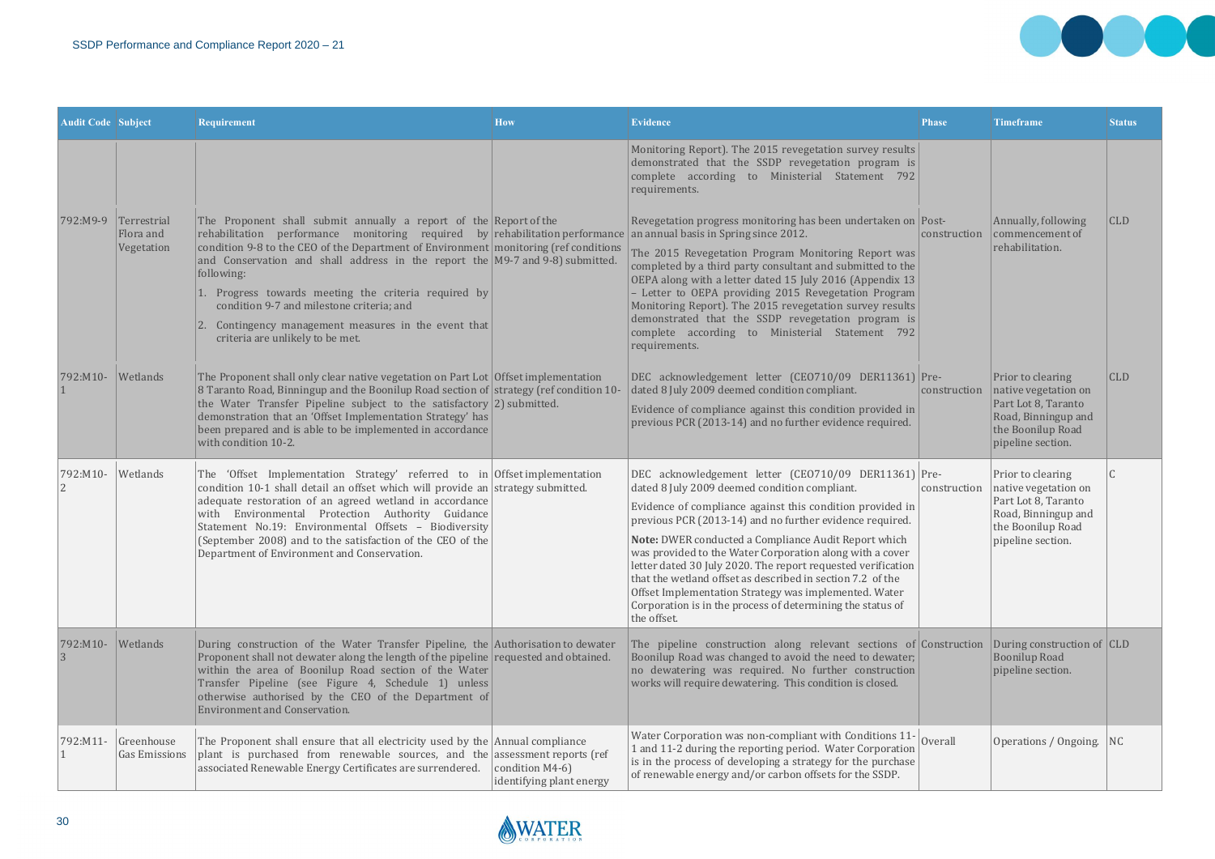| Audit Code | Subject | Requirement | How | Evidence | Phase | Timeframe | Status |
|---|---|---|---|---|---|---|---|
| | | | | Monitoring Report). The 2015 revegetation survey results demonstrated that the SSDP revegetation program is complete according to Ministerial Statement 792 requirements. | | | |
| 792:M9-9 | Terrestrial Flora and Vegetation | The Proponent shall submit annually a report of the rehabilitation performance monitoring required by condition 9-8 to the CEO of the Department of Environment and Conservation and shall address in the report the following:<br>1. Progress towards meeting the criteria required by condition 9-7 and milestone criteria; and<br>2. Contingency management measures in the event that criteria are unlikely to be met. | Report of the rehabilitation performance monitoring (ref conditions M9-7 and 9-8) submitted. | Revegetation progress monitoring has been undertaken on an annual basis in Spring since 2012.<br>The 2015 Revegetation Program Monitoring Report was completed by a third party consultant and submitted to the OEPA along with a letter dated 15 July 2016 (Appendix 13 – Letter to OEPA providing 2015 Revegetation Program Monitoring Report). The 2015 revegetation survey results demonstrated that the SSDP revegetation program is complete according to Ministerial Statement 792 requirements. | Post-construction | Annually, following commencement of rehabilitation. | CLD |
| 792:M10-1 | Wetlands | The Proponent shall only clear native vegetation on Part Lot 8 Taranto Road, Binningup and the Boonilup Road section of the Water Transfer Pipeline subject to the satisfactory demonstration that an 'Offset Implementation Strategy' has been prepared and is able to be implemented in accordance with condition 10-2. | Offset implementation strategy (ref condition 10-2) submitted. | DEC acknowledgement letter (CEO710/09 DER11361) dated 8 July 2009 deemed condition compliant.<br>Evidence of compliance against this condition provided in previous PCR (2013-14) and no further evidence required. | Pre-construction | Prior to clearing native vegetation on Part Lot 8, Taranto Road, Binningup and the Boonilup Road pipeline section. | CLD |
| 792:M10-2 | Wetlands | The 'Offset Implementation Strategy' referred to in condition 10-1 shall detail an offset which will provide an adequate restoration of an agreed wetland in accordance with Environmental Protection Authority Guidance Statement No.19: Environmental Offsets – Biodiversity (September 2008) and to the satisfaction of the CEO of the Department of Environment and Conservation. | Offset implementation strategy submitted. | DEC acknowledgement letter (CEO710/09 DER11361) dated 8 July 2009 deemed condition compliant.<br>Evidence of compliance against this condition provided in previous PCR (2013-14) and no further evidence required.<br>**Note:** DWER conducted a Compliance Audit Report which was provided to the Water Corporation along with a cover letter dated 30 July 2020. The report requested verification that the wetland offset as described in section 7.2 of the Offset Implementation Strategy was implemented. Water Corporation is in the process of determining the status of the offset. | Pre-construction | Prior to clearing native vegetation on Part Lot 8, Taranto Road, Binningup and the Boonilup Road pipeline section. | C |
| 792:M10-3 | Wetlands | During construction of the Water Transfer Pipeline, the Proponent shall not dewater along the length of the pipeline within the area of Boonilup Road section of the Water Transfer Pipeline (see Figure 4, Schedule 1) unless otherwise authorised by the CEO of the Department of Environment and Conservation. | Authorisation to dewater requested and obtained. | The pipeline construction along relevant sections of Boonilup Road was changed to avoid the need to dewater; no dewatering was required. No further construction works will require dewatering. This condition is closed. | Construction | During construction of Boonilup Road pipeline section. | CLD |
| 792:M11-1 | Greenhouse Gas Emissions | The Proponent shall ensure that all electricity used by the plant is purchased from renewable sources, and the associated Renewable Energy Certificates are surrendered. | Annual compliance assessment reports (ref condition M4-6) identifying plant energy | Water Corporation was non-compliant with Conditions 11-1 and 11-2 during the reporting period. Water Corporation is in the process of developing a strategy for the purchase of renewable energy and/or carbon offsets for the SSDP. | Overall | Operations / Ongoing. | NC |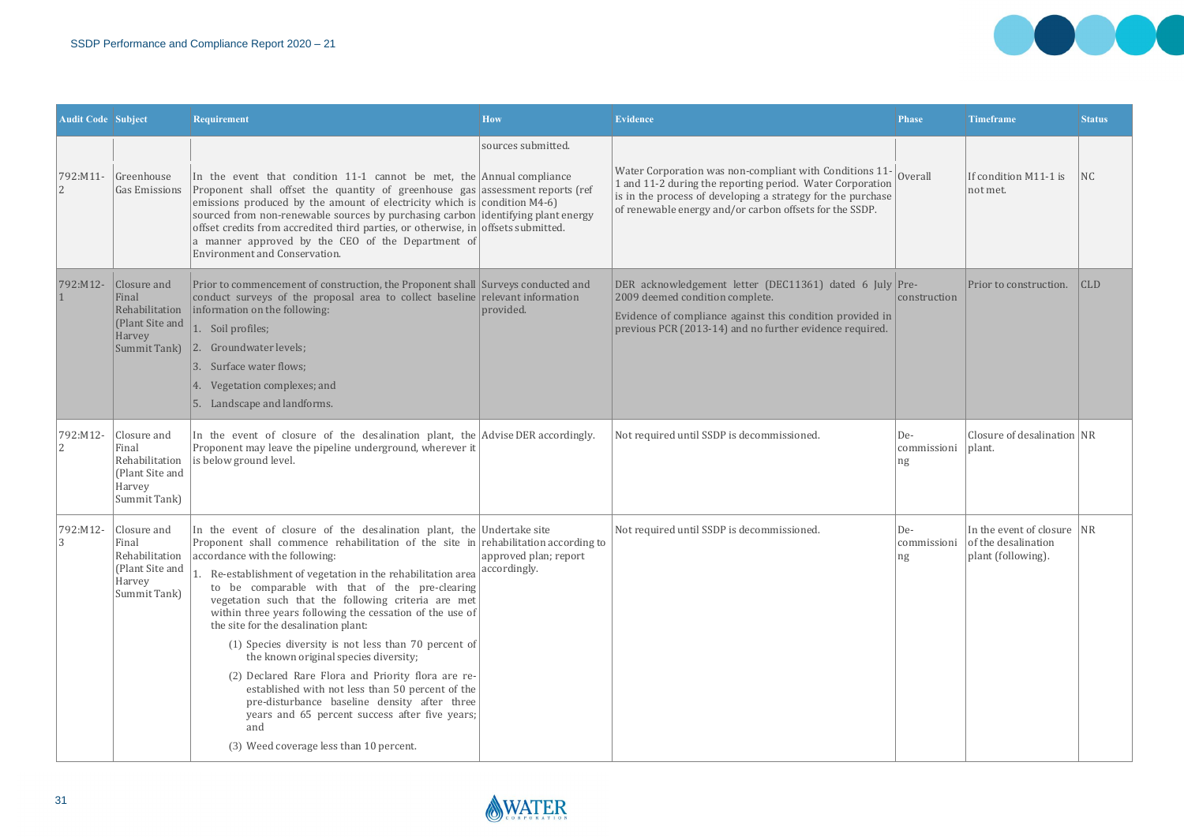| Audit Code | Subject | Requirement | How | Evidence | Phase | Timeframe | Status |
|---|---|---|---|---|---|---|---|
| | | | sources submitted. | | | | |
| 792:M11-2 | Greenhouse Gas Emissions | In the event that condition 11-1 cannot be met, the Proponent shall offset the quantity of greenhouse gas emissions produced by the amount of electricity which is sourced from non-renewable sources by purchasing carbon offset credits from accredited third parties, or otherwise, in a manner approved by the CEO of the Department of Environment and Conservation. | Annual compliance assessment reports (ref condition M4-6) identifying plant energy offsets submitted. | Water Corporation was non-compliant with Conditions 11-1 and 11-2 during the reporting period. Water Corporation is in the process of developing a strategy for the purchase of renewable energy and/or carbon offsets for the SSDP. | Overall | If condition M11-1 is not met. | NC |
| 792:M12-1 | Closure and Final Rehabilitation (Plant Site and Harvey Summit Tank) | Prior to commencement of construction, the Proponent shall conduct surveys of the proposal area to collect baseline information on the following:<br>1. Soil profiles;<br>2. Groundwater levels;<br>3. Surface water flows;<br>4. Vegetation complexes; and<br>5. Landscape and landforms. | Surveys conducted and relevant information provided. | DER acknowledgement letter (DEC11361) dated 6 July 2009 deemed condition complete.<br>Evidence of compliance against this condition provided in previous PCR (2013-14) and no further evidence required. | Pre-construction | Prior to construction. | CLD |
| 792:M12-2 | Closure and Final Rehabilitation (Plant Site and Harvey Summit Tank) | In the event of closure of the desalination plant, the Proponent may leave the pipeline underground, wherever it is below ground level. | Advise DER accordingly. | Not required until SSDP is decommissioned. | De-commissioning | Closure of desalination plant. | NR |
| 792:M12-3 | Closure and Final Rehabilitation (Plant Site and Harvey Summit Tank) | In the event of closure of the desalination plant, the Proponent shall commence rehabilitation of the site in accordance with the following:<br>1. Re-establishment of vegetation in the rehabilitation area to be comparable with that of the pre-clearing vegetation such that the following criteria are met within three years following the cessation of the use of the site for the desalination plant:<br>(1) Species diversity is not less than 70 percent of the known original species diversity;<br>(2) Declared Rare Flora and Priority flora are re-established with not less than 50 percent of the pre-disturbance baseline density after three years and 65 percent success after five years; and<br>(3) Weed coverage less than 10 percent. | Undertake site rehabilitation according to approved plan; report accordingly. | Not required until SSDP is decommissioned. | De-commissioning | In the event of closure of the desalination plant (following). | NR |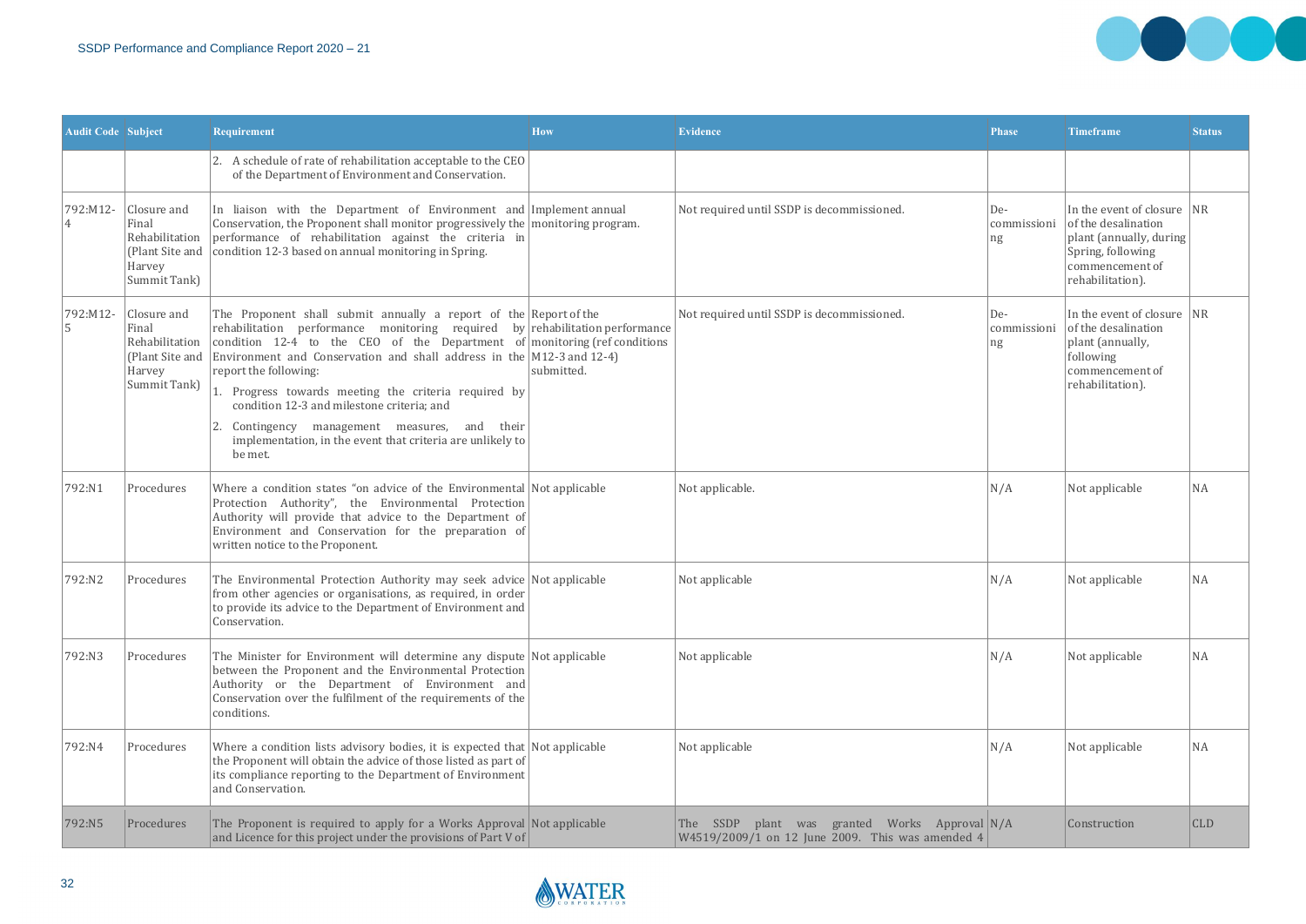| Audit Code | Subject | Requirement | How | Evidence | Phase | Timeframe | Status |
|---|---|---|---|---|---|---|---|
| | | 2. A schedule of rate of rehabilitation acceptable to the CEO of the Department of Environment and Conservation. | | | | | |
| 792:M12-4 | Closure and Final Rehabilitation (Plant Site and Harvey Summit Tank) | In liaison with the Department of Environment and Conservation, the Proponent shall monitor progressively the performance of rehabilitation against the criteria in condition 12-3 based on annual monitoring in Spring. | Implement annual monitoring program. | Not required until SSDP is decommissioned. | De-commissioning | In the event of closure of the desalination plant (annually, during Spring, following commencement of rehabilitation). | NR |
| 792:M12-5 | Closure and Final Rehabilitation (Plant Site and Harvey Summit Tank) | The Proponent shall submit annually a report of the rehabilitation performance monitoring required by condition 12-4 to the CEO of the Department of Environment and Conservation and shall address in the report the following:<br>1. Progress towards meeting the criteria required by condition 12-3 and milestone criteria; and<br>2. Contingency management measures, and their implementation, in the event that criteria are unlikely to be met. | Report of the rehabilitation performance monitoring (ref conditions M12-3 and 12-4) submitted. | Not required until SSDP is decommissioned. | De-commissioning | In the event of closure of the desalination plant (annually, following commencement of rehabilitation). | NR |
| 792:N1 | Procedures | Where a condition states "on advice of the Environmental Protection Authority", the Environmental Protection Authority will provide that advice to the Department of Environment and Conservation for the preparation of written notice to the Proponent. | Not applicable | Not applicable. | N/A | Not applicable | NA |
| 792:N2 | Procedures | The Environmental Protection Authority may seek advice from other agencies or organisations, as required, in order to provide its advice to the Department of Environment and Conservation. | Not applicable | Not applicable | N/A | Not applicable | NA |
| 792:N3 | Procedures | The Minister for Environment will determine any dispute between the Proponent and the Environmental Protection Authority or the Department of Environment and Conservation over the fulfilment of the requirements of the conditions. | Not applicable | Not applicable | N/A | Not applicable | NA |
| 792:N4 | Procedures | Where a condition lists advisory bodies, it is expected that the Proponent will obtain the advice of those listed as part of its compliance reporting to the Department of Environment and Conservation. | Not applicable | Not applicable | N/A | Not applicable | NA |
| 792:N5 | Procedures | The Proponent is required to apply for a Works Approval and Licence for this project under the provisions of Part V of | Not applicable | The SSDP plant was granted Works Approval W4519/2009/1 on 12 June 2009. This was amended 4 | N/A | Construction | CLD |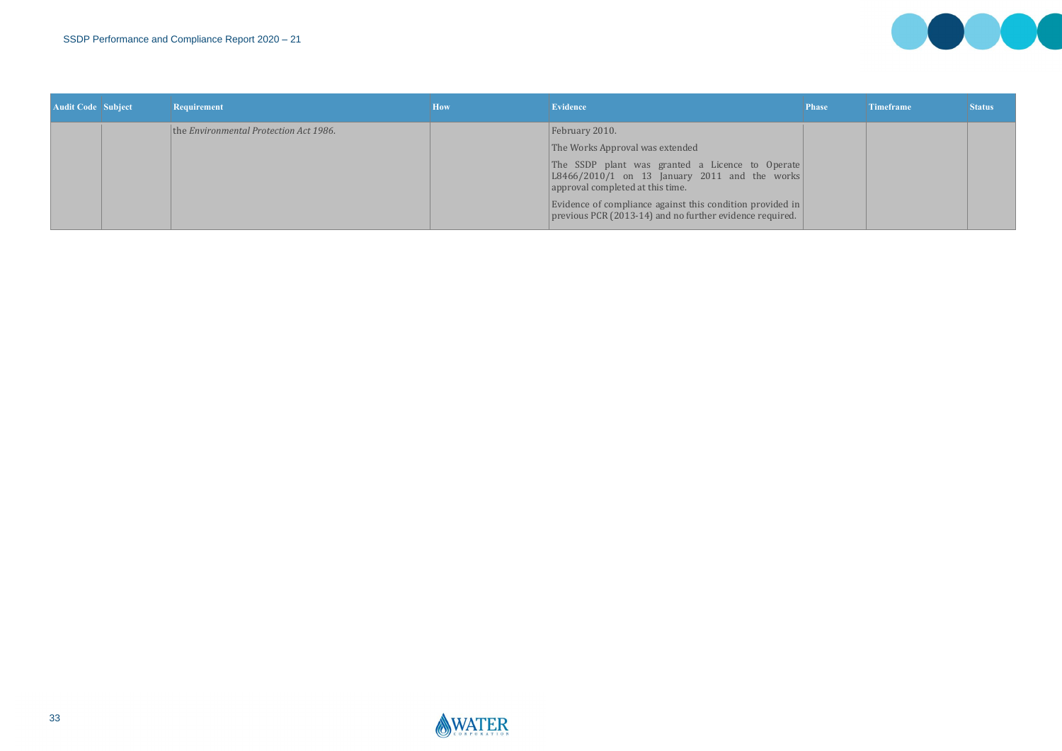| Audit Code | Subject | Requirement | How | Evidence | Phase | Timeframe | Status |
|---|---|---|---|---|---|---|---|
| | | the *Environmental Protection Act 1986*. | | February 2010.<br><br>The Works Approval was extended<br><br>The SSDP plant was granted a Licence to Operate L8466/2010/1 on 13 January 2011 and the works approval completed at this time.<br><br>Evidence of compliance against this condition provided in previous PCR (2013-14) and no further evidence required. | | | |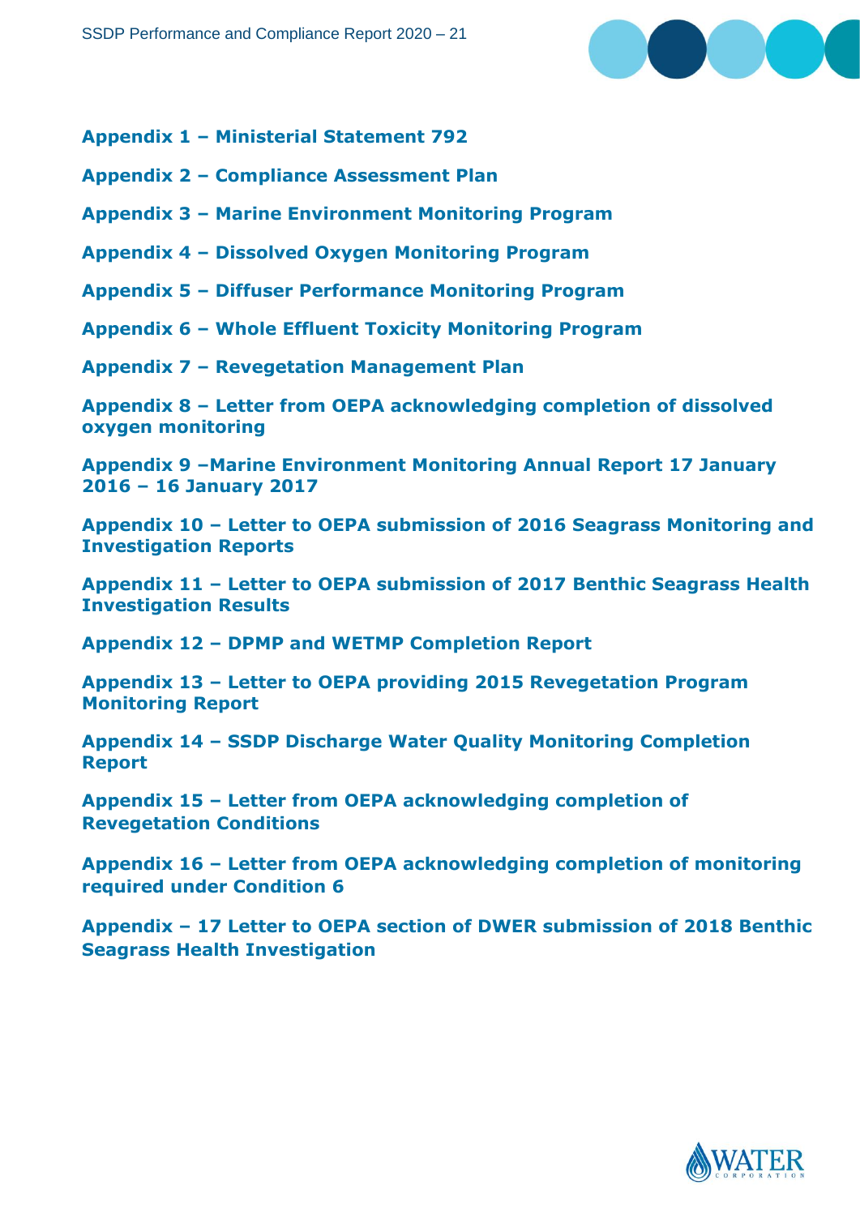**Appendix 1 – Ministerial Statement 792**

**Appendix 2 – Compliance Assessment Plan**

**Appendix 3 – Marine Environment Monitoring Program**

**Appendix 4 – Dissolved Oxygen Monitoring Program**

**Appendix 5 – Diffuser Performance Monitoring Program**

**Appendix 6 – Whole Effluent Toxicity Monitoring Program**

**Appendix 7 – Revegetation Management Plan**

**Appendix 8 – Letter from OEPA acknowledging completion of dissolved oxygen monitoring**

**Appendix 9 –Marine Environment Monitoring Annual Report 17 January 2016 – 16 January 2017**

**Appendix 10 – Letter to OEPA submission of 2016 Seagrass Monitoring and Investigation Reports**

**Appendix 11 – Letter to OEPA submission of 2017 Benthic Seagrass Health Investigation Results**

**Appendix 12 – DPMP and WETMP Completion Report**

**Appendix 13 – Letter to OEPA providing 2015 Revegetation Program Monitoring Report**

**Appendix 14 – SSDP Discharge Water Quality Monitoring Completion Report**

**Appendix 15 – Letter from OEPA acknowledging completion of Revegetation Conditions**

**Appendix 16 – Letter from OEPA acknowledging completion of monitoring required under Condition 6**

**Appendix – 17 Letter to OEPA section of DWER submission of 2018 Benthic Seagrass Health Investigation**